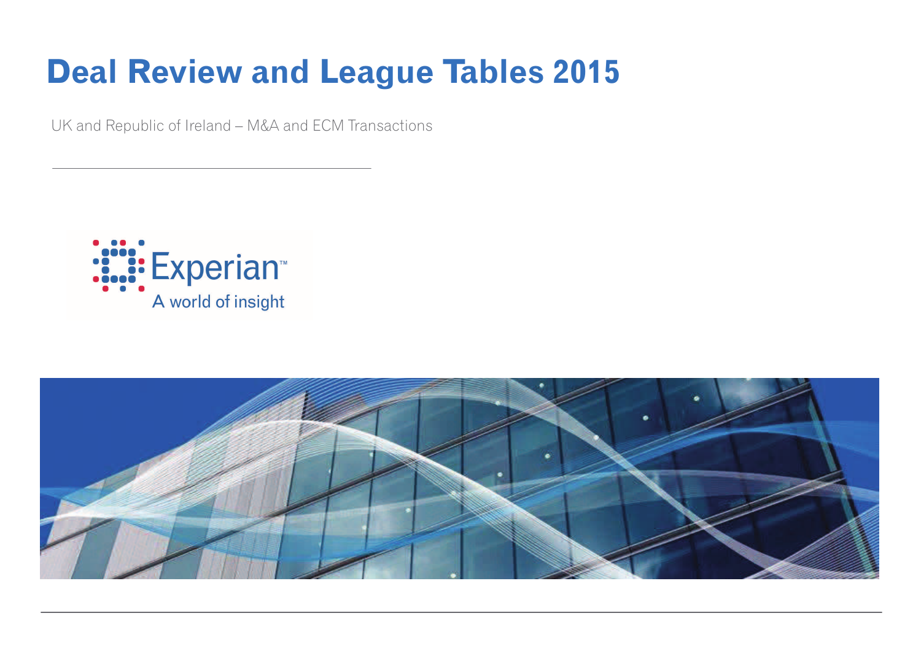# Deal Review and League Tables 2015

UK and Republic of Ireland – M&A and ECM Transactions

Experian™

A world of insight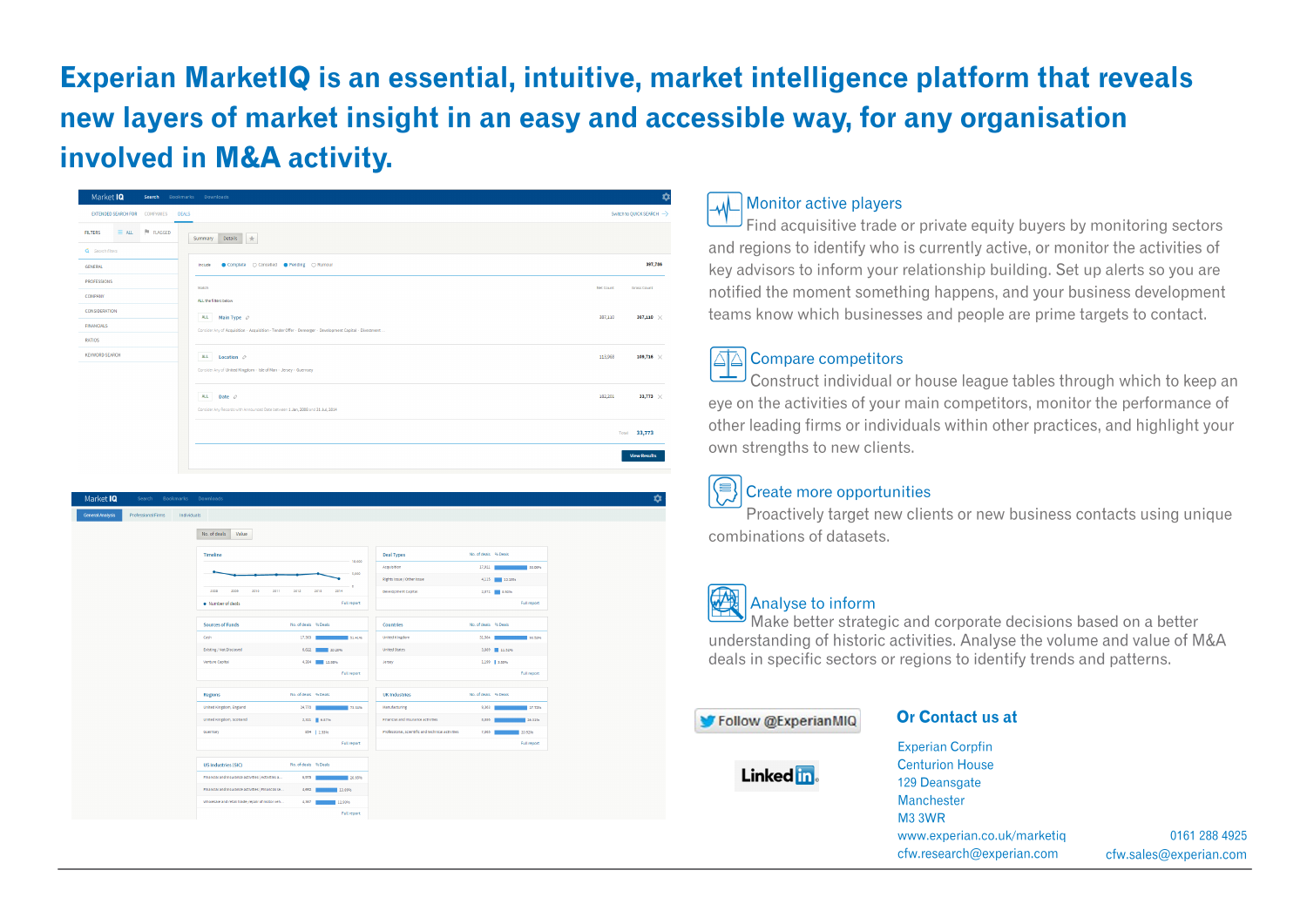# Experian MarketIQ is an essential, intuitive, market intelligence platform that reveals new layers of market insight in an easy and accessible way, for any organisation involved in M&A activity.

## Monitor active players

Find acquisitive trade or private equity buyers by monitoring sectors and regions to identify who is currently active, or monitor the activities of key advisors to inform your relationship building. Set up alerts so you are notified the moment something happens, and your business development teams know which businesses and people are prime targets to contact.

## Compare competitors

Construct individual or house league tables through which to keep an eye on the activities of your main competitors, monitor the performance of other leading firms or individuals within other practices, and highlight your own strengths to new clients.

## Create more opportunities

Proactively target new clients or new business contacts using unique combinations of datasets.

## Analyse to inform

Make better strategic and corporate decisions based on a better understanding of historic activities. Analyse the volume and value of M&A deals in specific sectors or regions to identify trends and patterns.

Follow @ExperianMIQ

LinkedIn

## Or Contact us at

Experian Corpfin
Centurion House
129 Deansgate
Manchester
M3 3WR
www.experian.co.uk/marketiq
cfw.research@experian.com

0161 288 4925
cfw.sales@experian.com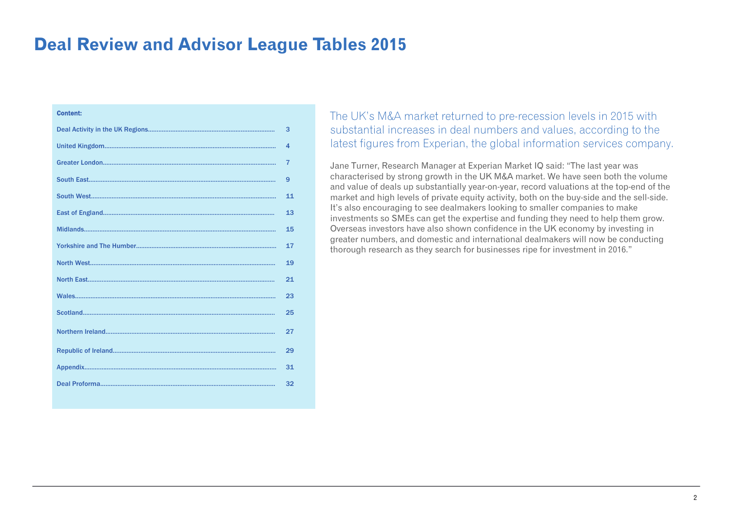# Deal Review and Advisor League Tables 2015

**Content:**

| | |
|---|---|
| Deal Activity in the UK Regions | 3 |
| United Kingdom | 4 |
| Greater London | 7 |
| South East | 9 |
| South West | 11 |
| East of England | 13 |
| Midlands | 15 |
| Yorkshire and The Humber | 17 |
| North West | 19 |
| North East | 21 |
| Wales | 23 |
| Scotland | 25 |
| Northern Ireland | 27 |
| Republic of Ireland | 29 |
| Appendix | 31 |
| Deal Proforma | 32 |

The UK's M&A market returned to pre-recession levels in 2015 with substantial increases in deal numbers and values, according to the latest figures from Experian, the global information services company.

Jane Turner, Research Manager at Experian Market IQ said: "The last year was characterised by strong growth in the UK M&A market. We have seen both the volume and value of deals up substantially year-on-year, record valuations at the top-end of the market and high levels of private equity activity, both on the buy-side and the sell-side. It's also encouraging to see dealmakers looking to smaller companies to make investments so SMEs can get the expertise and funding they need to help them grow. Overseas investors have also shown confidence in the UK economy by investing in greater numbers, and domestic and international dealmakers will now be conducting thorough research as they search for businesses ripe for investment in 2016."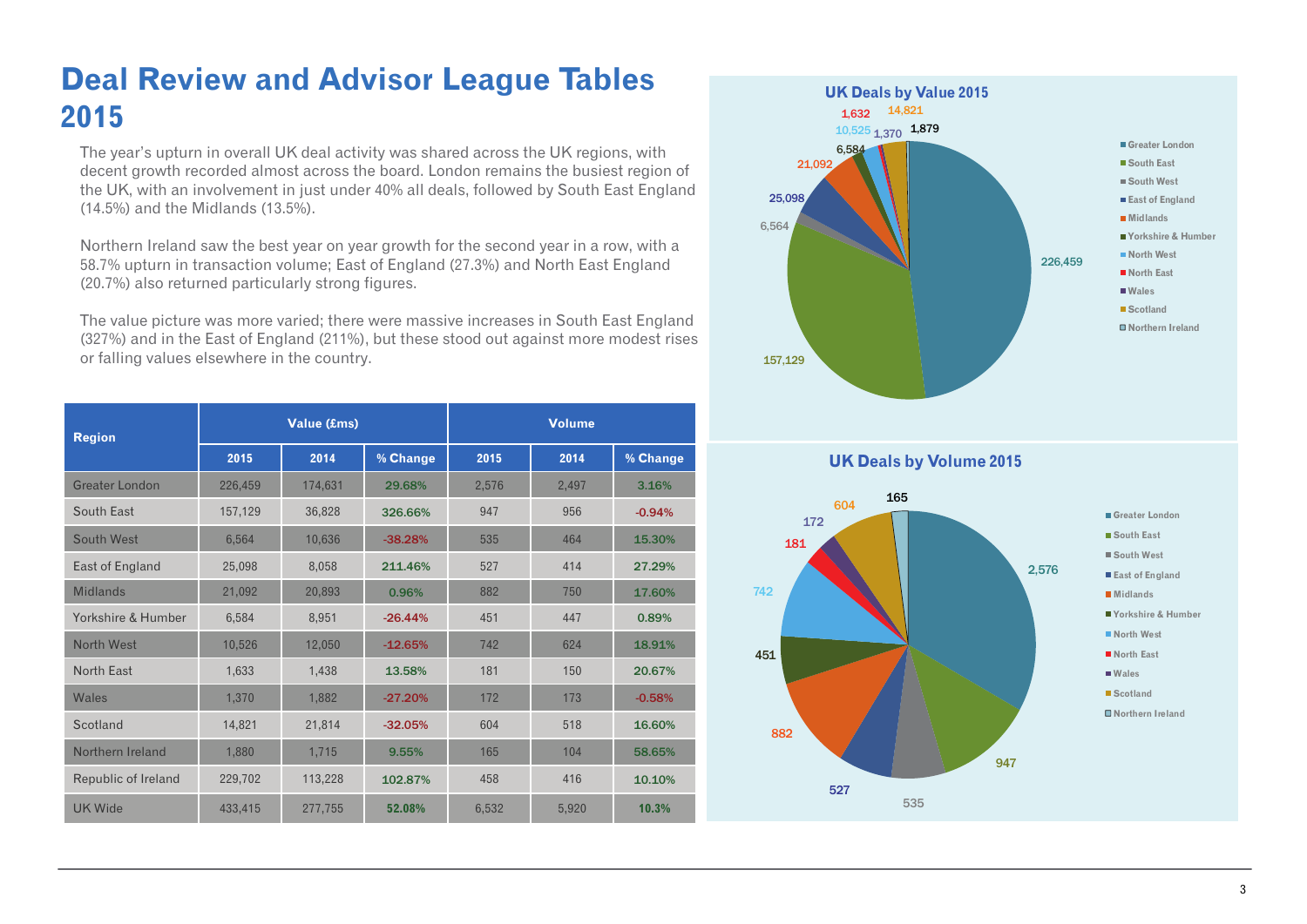# Deal Review and Advisor League Tables 2015

The year's upturn in overall UK deal activity was shared across the UK regions, with decent growth recorded almost across the board. London remains the busiest region of the UK, with an involvement in just under 40% all deals, followed by South East England (14.5%) and the Midlands (13.5%).

Northern Ireland saw the best year on year growth for the second year in a row, with a 58.7% upturn in transaction volume; East of England (27.3%) and North East England (20.7%) also returned particularly strong figures.

The value picture was more varied; there were massive increases in South East England (327%) and in the East of England (211%), but these stood out against more modest rises or falling values elsewhere in the country.

| Region | Value (£ms) | | | Volume | | |
|---|---|---|---|---|---|---|
| | 2015 | 2014 | % Change | 2015 | 2014 | % Change |
| Greater London | 226,459 | 174,631 | 29.68% | 2,576 | 2,497 | 3.16% |
| South East | 157,129 | 36,828 | 326.66% | 947 | 956 | -0.94% |
| South West | 6,564 | 10,636 | -38.28% | 535 | 464 | 15.30% |
| East of England | 25,098 | 8,058 | 211.46% | 527 | 414 | 27.29% |
| Midlands | 21,092 | 20,893 | 0.96% | 882 | 750 | 17.60% |
| Yorkshire & Humber | 6,584 | 8,951 | -26.44% | 451 | 447 | 0.89% |
| North West | 10,526 | 12,050 | -12.65% | 742 | 624 | 18.91% |
| North East | 1,633 | 1,438 | 13.58% | 181 | 150 | 20.67% |
| Wales | 1,370 | 1,882 | -27.20% | 172 | 173 | -0.58% |
| Scotland | 14,821 | 21,814 | -32.05% | 604 | 518 | 16.60% |
| Northern Ireland | 1,880 | 1,715 | 9.55% | 165 | 104 | 58.65% |
| Republic of Ireland | 229,702 | 113,228 | 102.87% | 458 | 416 | 10.10% |
| UK Wide | 433,415 | 277,755 | 52.08% | 6,532 | 5,920 | 10.3% |

**UK Deals by Value 2015**

| Region | Value |
|---|---|
| Greater London | 226,459 |
| South East | 157,129 |
| South West | 6,564 |
| East of England | 25,098 |
| Midlands | 21,092 |
| Yorkshire & Humber | 6,584 |
| North West | 10,525 |
| North East | 1,632 |
| Wales | 1,370 |
| Scotland | 14,821 |
| Northern Ireland | 1,879 |

**UK Deals by Volume 2015**

| Region | Volume |
|---|---|
| Greater London | 2,576 |
| South East | 947 |
| South West | 535 |
| East of England | 527 |
| Midlands | 882 |
| Yorkshire & Humber | 451 |
| North West | 742 |
| North East | 181 |
| Wales | 172 |
| Scotland | 604 |
| Northern Ireland | 165 |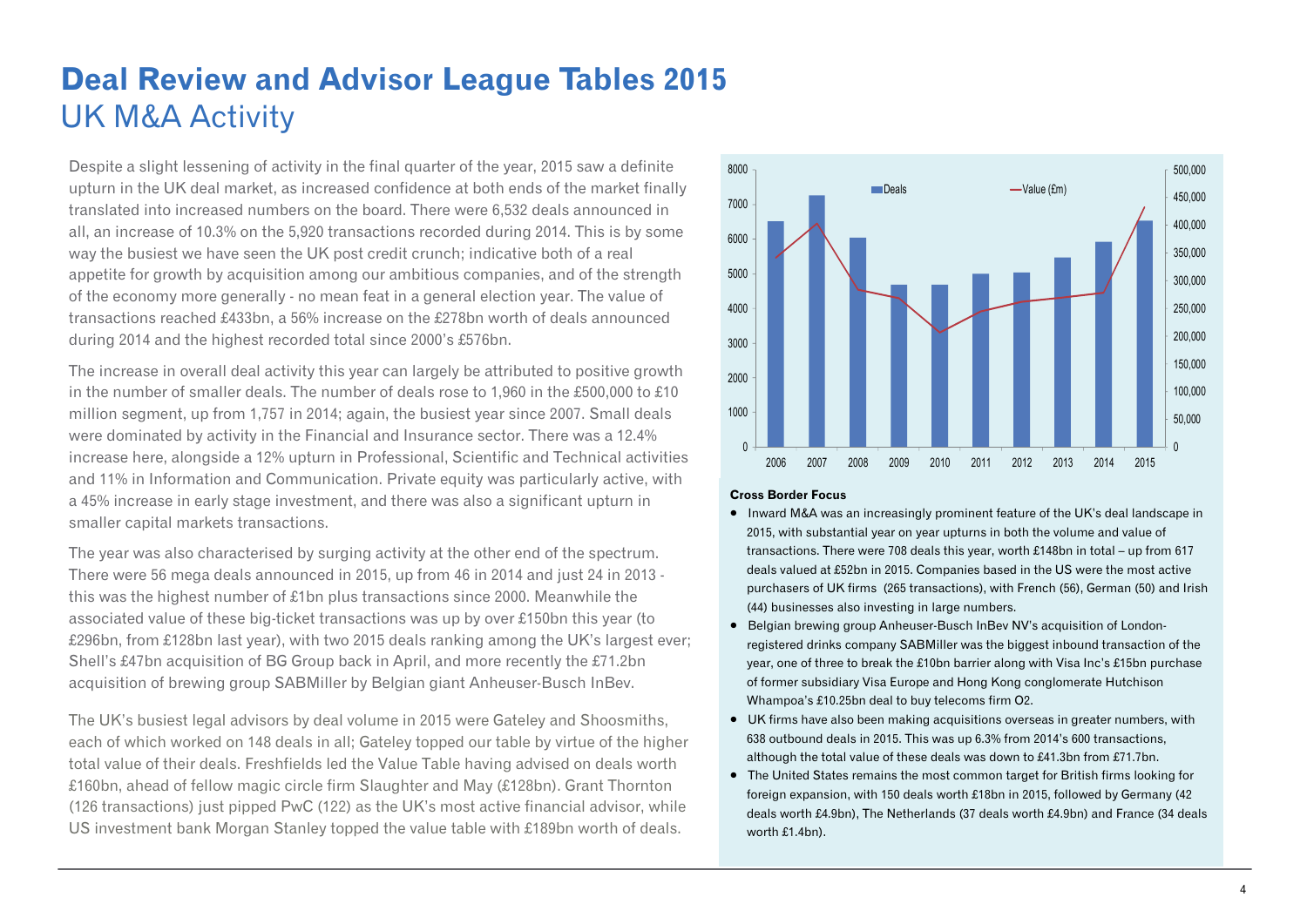# Deal Review and Advisor League Tables 2015

## UK M&A Activity

Despite a slight lessening of activity in the final quarter of the year, 2015 saw a definite upturn in the UK deal market, as increased confidence at both ends of the market finally translated into increased numbers on the board. There were 6,532 deals announced in all, an increase of 10.3% on the 5,920 transactions recorded during 2014. This is by some way the busiest we have seen the UK post credit crunch; indicative both of a real appetite for growth by acquisition among our ambitious companies, and of the strength of the economy more generally - no mean feat in a general election year. The value of transactions reached £433bn, a 56% increase on the £278bn worth of deals announced during 2014 and the highest recorded total since 2000's £576bn.

The increase in overall deal activity this year can largely be attributed to positive growth in the number of smaller deals. The number of deals rose to 1,960 in the £500,000 to £10 million segment, up from 1,757 in 2014; again, the busiest year since 2007. Small deals were dominated by activity in the Financial and Insurance sector. There was a 12.4% increase here, alongside a 12% upturn in Professional, Scientific and Technical activities and 11% in Information and Communication. Private equity was particularly active, with a 45% increase in early stage investment, and there was also a significant upturn in smaller capital markets transactions.

The year was also characterised by surging activity at the other end of the spectrum. There were 56 mega deals announced in 2015, up from 46 in 2014 and just 24 in 2013 - this was the highest number of £1bn plus transactions since 2000. Meanwhile the associated value of these big-ticket transactions was up by over £150bn this year (to £296bn, from £128bn last year), with two 2015 deals ranking among the UK's largest ever; Shell's £47bn acquisition of BG Group back in April, and more recently the £71.2bn acquisition of brewing group SABMiller by Belgian giant Anheuser-Busch InBev.

The UK's busiest legal advisors by deal volume in 2015 were Gateley and Shoosmiths, each of which worked on 148 deals in all; Gateley topped our table by virtue of the higher total value of their deals. Freshfields led the Value Table having advised on deals worth £160bn, ahead of fellow magic circle firm Slaughter and May (£128bn). Grant Thornton (126 transactions) just pipped PwC (122) as the UK's most active financial advisor, while US investment bank Morgan Stanley topped the value table with £189bn worth of deals.

**Cross Border Focus**

- Inward M&A was an increasingly prominent feature of the UK's deal landscape in 2015, with substantial year on year upturns in both the volume and value of transactions. There were 708 deals this year, worth £148bn in total – up from 617 deals valued at £52bn in 2015. Companies based in the US were the most active purchasers of UK firms (265 transactions), with French (56), German (50) and Irish (44) businesses also investing in large numbers.
- Belgian brewing group Anheuser-Busch InBev NV's acquisition of London-registered drinks company SABMiller was the biggest inbound transaction of the year, one of three to break the £10bn barrier along with Visa Inc's £15bn purchase of former subsidiary Visa Europe and Hong Kong conglomerate Hutchison Whampoa's £10.25bn deal to buy telecoms firm O2.
- UK firms have also been making acquisitions overseas in greater numbers, with 638 outbound deals in 2015. This was up 6.3% from 2014's 600 transactions, although the total value of these deals was down to £41.3bn from £71.7bn.
- The United States remains the most common target for British firms looking for foreign expansion, with 150 deals worth £18bn in 2015, followed by Germany (42 deals worth £4.9bn), The Netherlands (37 deals worth £4.9bn) and France (34 deals worth £1.4bn).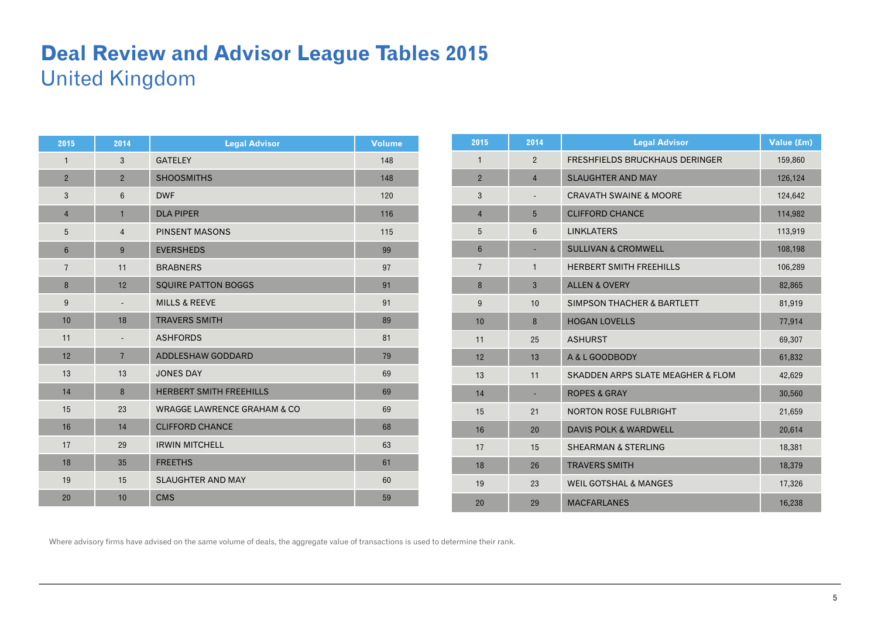# Deal Review and Advisor League Tables 2015

## United Kingdom

| 2015 | 2014 | Legal Advisor | Volume |
|---|---|---|---|
| 1 | 3 | GATELEY | 148 |
| 2 | 2 | SHOOSMITHS | 148 |
| 3 | 6 | DWF | 120 |
| 4 | 1 | DLA PIPER | 116 |
| 5 | 4 | PINSENT MASONS | 115 |
| 6 | 9 | EVERSHEDS | 99 |
| 7 | 11 | BRABNERS | 97 |
| 8 | 12 | SQUIRE PATTON BOGGS | 91 |
| 9 | - | MILLS & REEVE | 91 |
| 10 | 18 | TRAVERS SMITH | 89 |
| 11 | - | ASHFORDS | 81 |
| 12 | 7 | ADDLESHAW GODDARD | 79 |
| 13 | 13 | JONES DAY | 69 |
| 14 | 8 | HERBERT SMITH FREEHILLS | 69 |
| 15 | 23 | WRAGGE LAWRENCE GRAHAM & CO | 69 |
| 16 | 14 | CLIFFORD CHANCE | 68 |
| 17 | 29 | IRWIN MITCHELL | 63 |
| 18 | 35 | FREETHS | 61 |
| 19 | 15 | SLAUGHTER AND MAY | 60 |
| 20 | 10 | CMS | 59 |

| 2015 | 2014 | Legal Advisor | Value (£m) |
|---|---|---|---|
| 1 | 2 | FRESHFIELDS BRUCKHAUS DERINGER | 159,860 |
| 2 | 4 | SLAUGHTER AND MAY | 126,124 |
| 3 | - | CRAVATH SWAINE & MOORE | 124,642 |
| 4 | 5 | CLIFFORD CHANCE | 114,982 |
| 5 | 6 | LINKLATERS | 113,919 |
| 6 | - | SULLIVAN & CROMWELL | 108,198 |
| 7 | 1 | HERBERT SMITH FREEHILLS | 106,289 |
| 8 | 3 | ALLEN & OVERY | 82,865 |
| 9 | 10 | SIMPSON THACHER & BARTLETT | 81,919 |
| 10 | 8 | HOGAN LOVELLS | 77,914 |
| 11 | 25 | ASHURST | 69,307 |
| 12 | 13 | A & L GOODBODY | 61,832 |
| 13 | 11 | SKADDEN ARPS SLATE MEAGHER & FLOM | 42,629 |
| 14 | - | ROPES & GRAY | 30,560 |
| 15 | 21 | NORTON ROSE FULBRIGHT | 21,659 |
| 16 | 20 | DAVIS POLK & WARDWELL | 20,614 |
| 17 | 15 | SHEARMAN & STERLING | 18,381 |
| 18 | 26 | TRAVERS SMITH | 18,379 |
| 19 | 23 | WEIL GOTSHAL & MANGES | 17,326 |
| 20 | 29 | MACFARLANES | 16,238 |

Where advisory firms have advised on the same volume of deals, the aggregate value of transactions is used to determine their rank.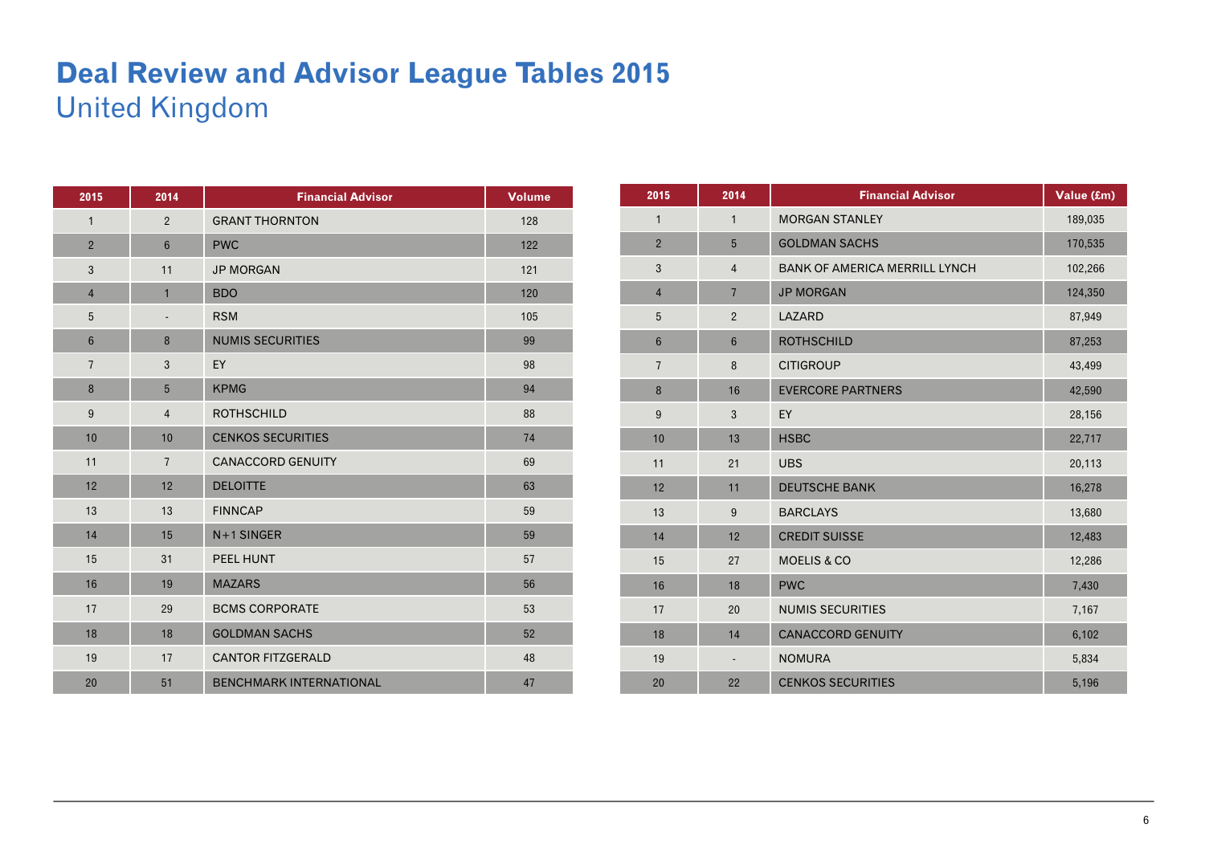# Deal Review and Advisor League Tables 2015

## United Kingdom

| 2015 | 2014 | Financial Advisor | Volume |
|---|---|---|---|
| 1 | 2 | GRANT THORNTON | 128 |
| 2 | 6 | PWC | 122 |
| 3 | 11 | JP MORGAN | 121 |
| 4 | 1 | BDO | 120 |
| 5 | - | RSM | 105 |
| 6 | 8 | NUMIS SECURITIES | 99 |
| 7 | 3 | EY | 98 |
| 8 | 5 | KPMG | 94 |
| 9 | 4 | ROTHSCHILD | 88 |
| 10 | 10 | CENKOS SECURITIES | 74 |
| 11 | 7 | CANACCORD GENUITY | 69 |
| 12 | 12 | DELOITTE | 63 |
| 13 | 13 | FINNCAP | 59 |
| 14 | 15 | N+1 SINGER | 59 |
| 15 | 31 | PEEL HUNT | 57 |
| 16 | 19 | MAZARS | 56 |
| 17 | 29 | BCMS CORPORATE | 53 |
| 18 | 18 | GOLDMAN SACHS | 52 |
| 19 | 17 | CANTOR FITZGERALD | 48 |
| 20 | 51 | BENCHMARK INTERNATIONAL | 47 |

| 2015 | 2014 | Financial Advisor | Value (£m) |
|---|---|---|---|
| 1 | 1 | MORGAN STANLEY | 189,035 |
| 2 | 5 | GOLDMAN SACHS | 170,535 |
| 3 | 4 | BANK OF AMERICA MERRILL LYNCH | 102,266 |
| 4 | 7 | JP MORGAN | 124,350 |
| 5 | 2 | LAZARD | 87,949 |
| 6 | 6 | ROTHSCHILD | 87,253 |
| 7 | 8 | CITIGROUP | 43,499 |
| 8 | 16 | EVERCORE PARTNERS | 42,590 |
| 9 | 3 | EY | 28,156 |
| 10 | 13 | HSBC | 22,717 |
| 11 | 21 | UBS | 20,113 |
| 12 | 11 | DEUTSCHE BANK | 16,278 |
| 13 | 9 | BARCLAYS | 13,680 |
| 14 | 12 | CREDIT SUISSE | 12,483 |
| 15 | 27 | MOELIS & CO | 12,286 |
| 16 | 18 | PWC | 7,430 |
| 17 | 20 | NUMIS SECURITIES | 7,167 |
| 18 | 14 | CANACCORD GENUITY | 6,102 |
| 19 | - | NOMURA | 5,834 |
| 20 | 22 | CENKOS SECURITIES | 5,196 |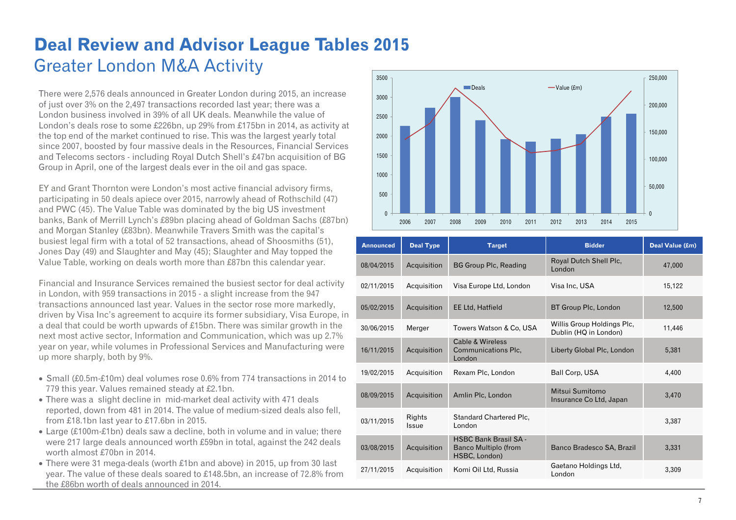# Deal Review and Advisor League Tables 2015

## Greater London M&A Activity

There were 2,576 deals announced in Greater London during 2015, an increase of just over 3% on the 2,497 transactions recorded last year; there was a London business involved in 39% of all UK deals. Meanwhile the value of London's deals rose to some £226bn, up 29% from £175bn in 2014, as activity at the top end of the market continued to rise. This was the largest yearly total since 2007, boosted by four massive deals in the Resources, Financial Services and Telecoms sectors - including Royal Dutch Shell's £47bn acquisition of BG Group in April, one of the largest deals ever in the oil and gas space.

EY and Grant Thornton were London's most active financial advisory firms, participating in 50 deals apiece over 2015, narrowly ahead of Rothschild (47) and PWC (45). The Value Table was dominated by the big US investment banks, Bank of Merrill Lynch's £89bn placing ahead of Goldman Sachs (£87bn) and Morgan Stanley (£83bn). Meanwhile Travers Smith was the capital's busiest legal firm with a total of 52 transactions, ahead of Shoosmiths (51), Jones Day (49) and Slaughter and May (45); Slaughter and May topped the Value Table, working on deals worth more than £87bn this calendar year.

Financial and Insurance Services remained the busiest sector for deal activity in London, with 959 transactions in 2015 - a slight increase from the 947 transactions announced last year. Values in the sector rose more markedly, driven by Visa Inc's agreement to acquire its former subsidiary, Visa Europe, in a deal that could be worth upwards of £15bn. There was similar growth in the next most active sector, Information and Communication, which was up 2.7% year on year, while volumes in Professional Services and Manufacturing were up more sharply, both by 9%.

- Small (£0.5m-£10m) deal volumes rose 0.6% from 774 transactions in 2014 to 779 this year. Values remained steady at £2.1bn.
- There was a slight decline in mid-market deal activity with 471 deals reported, down from 481 in 2014. The value of medium-sized deals also fell, from £18.1bn last year to £17.6bn in 2015.
- Large (£100m-£1bn) deals saw a decline, both in volume and in value; there were 217 large deals announced worth £59bn in total, against the 242 deals worth almost £70bn in 2014.
- There were 31 mega-deals (worth £1bn and above) in 2015, up from 30 last year. The value of these deals soared to £148.5bn, an increase of 72.8% from the £86bn worth of deals announced in 2014.

| Announced | Deal Type | Target | Bidder | Deal Value (£m) |
|---|---|---|---|---|
| 08/04/2015 | Acquisition | BG Group Plc, Reading | Royal Dutch Shell Plc, London | 47,000 |
| 02/11/2015 | Acquisition | Visa Europe Ltd, London | Visa Inc, USA | 15,122 |
| 05/02/2015 | Acquisition | EE Ltd, Hatfield | BT Group Plc, London | 12,500 |
| 30/06/2015 | Merger | Towers Watson & Co, USA | Willis Group Holdings Plc, Dublin (HQ in London) | 11,446 |
| 16/11/2015 | Acquisition | Cable & Wireless Communications Plc, London | Liberty Global Plc, London | 5,381 |
| 19/02/2015 | Acquisition | Rexam Plc, London | Ball Corp, USA | 4,400 |
| 08/09/2015 | Acquisition | Amlin Plc, London | Mitsui Sumitomo Insurance Co Ltd, Japan | 3,470 |
| 03/11/2015 | Rights Issue | Standard Chartered Plc, London | | 3,387 |
| 03/08/2015 | Acquisition | HSBC Bank Brasil SA - Banco Multiplo (from HSBC, London) | Banco Bradesco SA, Brazil | 3,331 |
| 27/11/2015 | Acquisition | Komi Oil Ltd, Russia | Gaetano Holdings Ltd, London | 3,309 |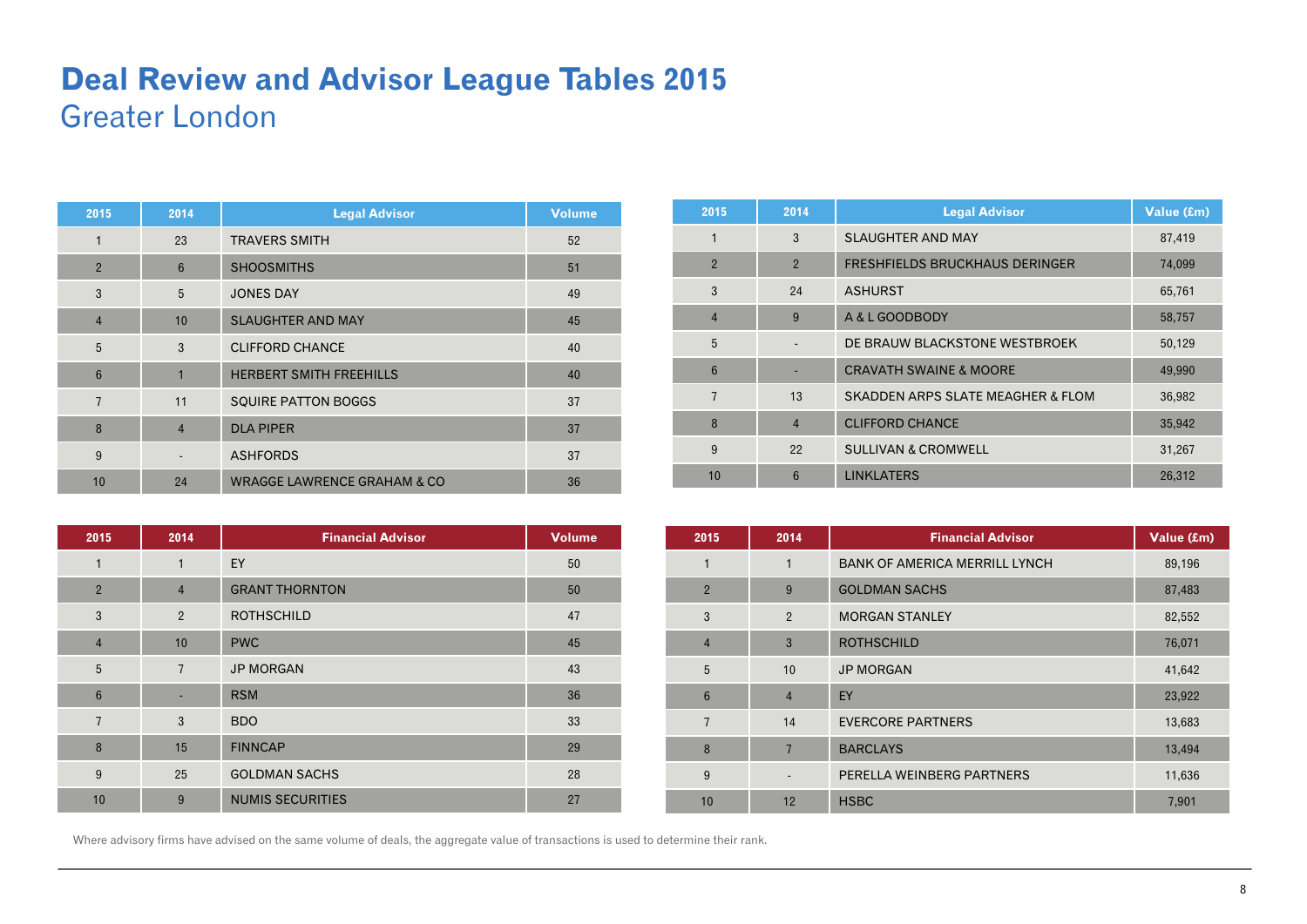# Deal Review and Advisor League Tables 2015

## Greater London

| 2015 | 2014 | Legal Advisor | Volume |
|---|---|---|---|
| 1 | 23 | TRAVERS SMITH | 52 |
| 2 | 6 | SHOOSMITHS | 51 |
| 3 | 5 | JONES DAY | 49 |
| 4 | 10 | SLAUGHTER AND MAY | 45 |
| 5 | 3 | CLIFFORD CHANCE | 40 |
| 6 | 1 | HERBERT SMITH FREEHILLS | 40 |
| 7 | 11 | SQUIRE PATTON BOGGS | 37 |
| 8 | 4 | DLA PIPER | 37 |
| 9 | - | ASHFORDS | 37 |
| 10 | 24 | WRAGGE LAWRENCE GRAHAM & CO | 36 |

| 2015 | 2014 | Legal Advisor | Value (£m) |
|---|---|---|---|
| 1 | 3 | SLAUGHTER AND MAY | 87,419 |
| 2 | 2 | FRESHFIELDS BRUCKHAUS DERINGER | 74,099 |
| 3 | 24 | ASHURST | 65,761 |
| 4 | 9 | A & L GOODBODY | 58,757 |
| 5 | - | DE BRAUW BLACKSTONE WESTBROEK | 50,129 |
| 6 | - | CRAVATH SWAINE & MOORE | 49,990 |
| 7 | 13 | SKADDEN ARPS SLATE MEAGHER & FLOM | 36,982 |
| 8 | 4 | CLIFFORD CHANCE | 35,942 |
| 9 | 22 | SULLIVAN & CROMWELL | 31,267 |
| 10 | 6 | LINKLATERS | 26,312 |

| 2015 | 2014 | Financial Advisor | Volume |
|---|---|---|---|
| 1 | 1 | EY | 50 |
| 2 | 4 | GRANT THORNTON | 50 |
| 3 | 2 | ROTHSCHILD | 47 |
| 4 | 10 | PWC | 45 |
| 5 | 7 | JP MORGAN | 43 |
| 6 | - | RSM | 36 |
| 7 | 3 | BDO | 33 |
| 8 | 15 | FINNCAP | 29 |
| 9 | 25 | GOLDMAN SACHS | 28 |
| 10 | 9 | NUMIS SECURITIES | 27 |

| 2015 | 2014 | Financial Advisor | Value (£m) |
|---|---|---|---|
| 1 | 1 | BANK OF AMERICA MERRILL LYNCH | 89,196 |
| 2 | 9 | GOLDMAN SACHS | 87,483 |
| 3 | 2 | MORGAN STANLEY | 82,552 |
| 4 | 3 | ROTHSCHILD | 76,071 |
| 5 | 10 | JP MORGAN | 41,642 |
| 6 | 4 | EY | 23,922 |
| 7 | 14 | EVERCORE PARTNERS | 13,683 |
| 8 | 7 | BARCLAYS | 13,494 |
| 9 | - | PERELLA WEINBERG PARTNERS | 11,636 |
| 10 | 12 | HSBC | 7,901 |

Where advisory firms have advised on the same volume of deals, the aggregate value of transactions is used to determine their rank.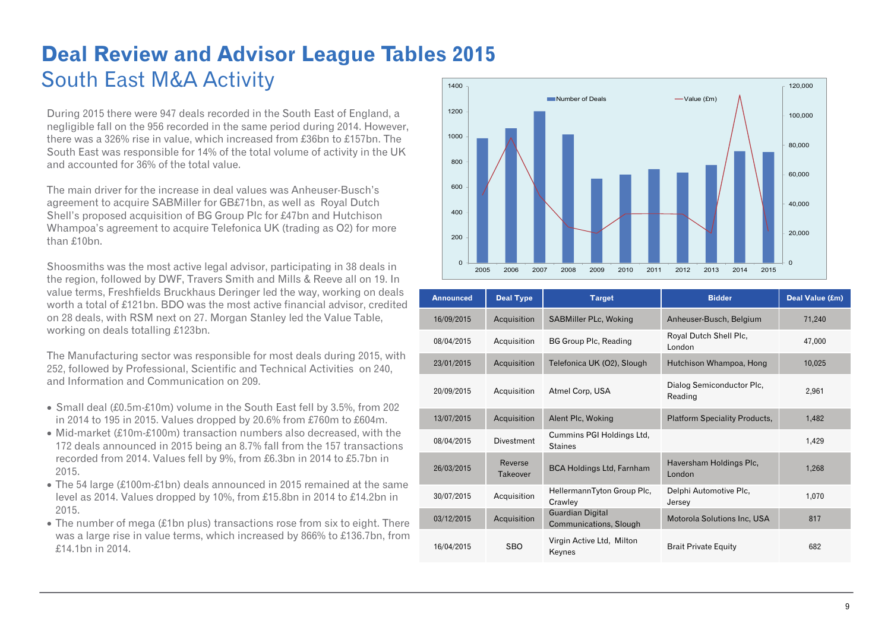# Deal Review and Advisor League Tables 2015

## South East M&A Activity

During 2015 there were 947 deals recorded in the South East of England, a negligible fall on the 956 recorded in the same period during 2014. However, there was a 326% rise in value, which increased from £36bn to £157bn. The South East was responsible for 14% of the total volume of activity in the UK and accounted for 36% of the total value.

The main driver for the increase in deal values was Anheuser-Busch's agreement to acquire SABMiller for GB£71bn, as well as Royal Dutch Shell's proposed acquisition of BG Group Plc for £47bn and Hutchison Whampoa's agreement to acquire Telefonica UK (trading as O2) for more than £10bn.

Shoosmiths was the most active legal advisor, participating in 38 deals in the region, followed by DWF, Travers Smith and Mills & Reeve all on 19. In value terms, Freshfields Bruckhaus Deringer led the way, working on deals worth a total of £121bn. BDO was the most active financial advisor, credited on 28 deals, with RSM next on 27. Morgan Stanley led the Value Table, working on deals totalling £123bn.

The Manufacturing sector was responsible for most deals during 2015, with 252, followed by Professional, Scientific and Technical Activities on 240, and Information and Communication on 209.

- Small deal (£0.5m-£10m) volume in the South East fell by 3.5%, from 202 in 2014 to 195 in 2015. Values dropped by 20.6% from £760m to £604m.
- Mid-market (£10m-£100m) transaction numbers also decreased, with the 172 deals announced in 2015 being an 8.7% fall from the 157 transactions recorded from 2014. Values fell by 9%, from £6.3bn in 2014 to £5.7bn in 2015.
- The 54 large (£100m-£1bn) deals announced in 2015 remained at the same level as 2014. Values dropped by 10%, from £15.8bn in 2014 to £14.2bn in 2015.
- The number of mega (£1bn plus) transactions rose from six to eight. There was a large rise in value terms, which increased by 866% to £136.7bn, from £14.1bn in 2014.

| Year | 2005 | 2006 | 2007 | 2008 | 2009 | 2010 | 2011 | 2012 | 2013 | 2014 | 2015 |
|---|---|---|---|---|---|---|---|---|---|---|---|
| Number of Deals | 985 | 1070 | 1200 | 1020 | 670 | 700 | 745 | 715 | 775 | 885 | 880 |
| Value (£m) | 46,000 | 85,000 | 45,000 | 25,000 | 20,000 | 33,000 | 33,500 | 33,000 | 20,000 | 113,000 | 22,000 |

| Announced | Deal Type | Target | Bidder | Deal Value (£m) |
|---|---|---|---|---|
| 16/09/2015 | Acquisition | SABMiller PLc, Woking | Anheuser-Busch, Belgium | 71,240 |
| 08/04/2015 | Acquisition | BG Group Plc, Reading | Royal Dutch Shell Plc, London | 47,000 |
| 23/01/2015 | Acquisition | Telefonica UK (O2), Slough | Hutchison Whampoa, Hong | 10,025 |
| 20/09/2015 | Acquisition | Atmel Corp, USA | Dialog Semiconductor Plc, Reading | 2,961 |
| 13/07/2015 | Acquisition | Alent Plc, Woking | Platform Speciality Products, | 1,482 |
| 08/04/2015 | Divestment | Cummins PGI Holdings Ltd, Staines | | 1,429 |
| 26/03/2015 | Reverse Takeover | BCA Holdings Ltd, Farnham | Haversham Holdings Plc, London | 1,268 |
| 30/07/2015 | Acquisition | HellermannTyton Group Plc, Crawley | Delphi Automotive Plc, Jersey | 1,070 |
| 03/12/2015 | Acquisition | Guardian Digital Communications, Slough | Motorola Solutions Inc, USA | 817 |
| 16/04/2015 | SBO | Virgin Active Ltd, Milton Keynes | Brait Private Equity | 682 |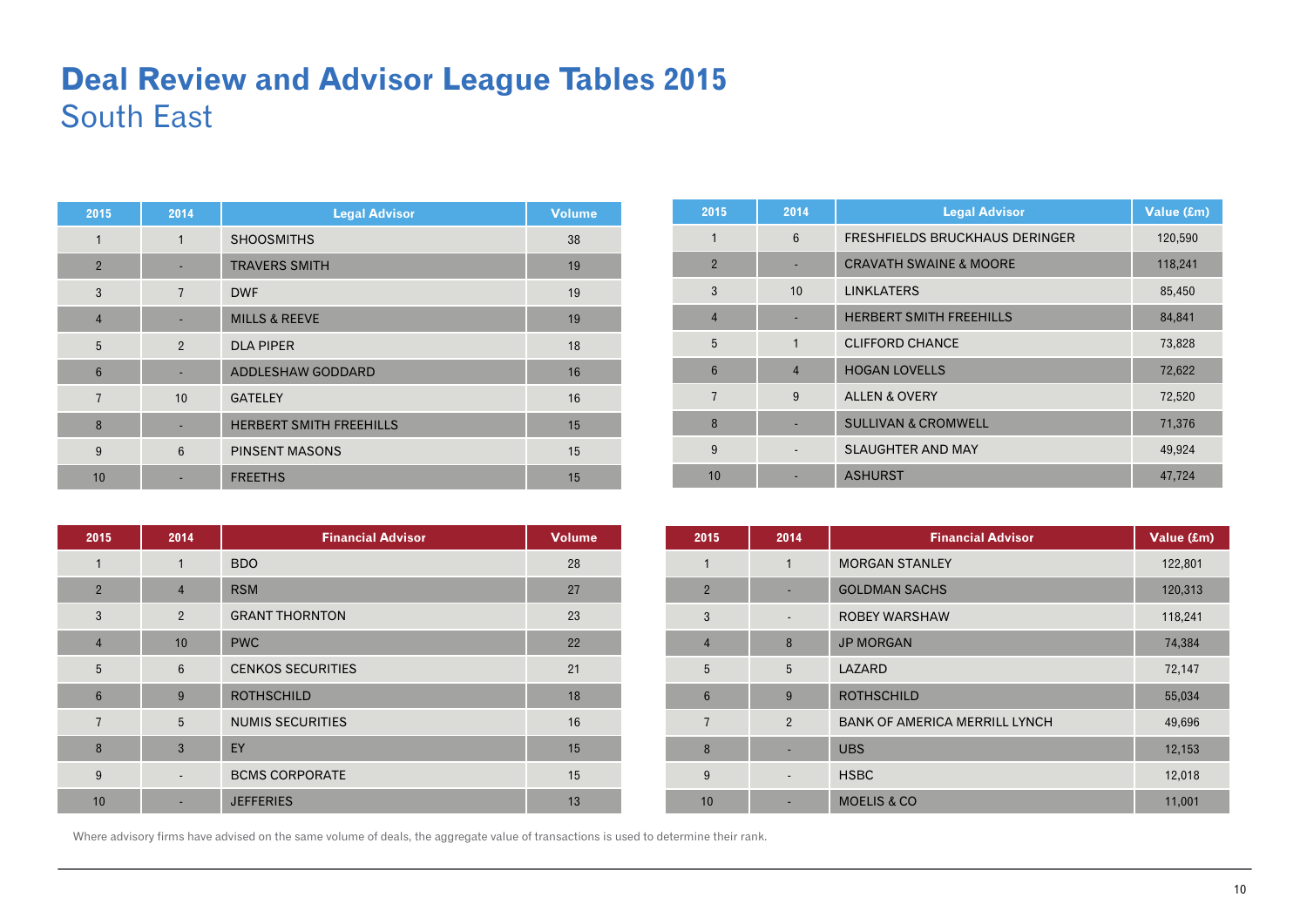# Deal Review and Advisor League Tables 2015

## South East

| 2015 | 2014 | Legal Advisor | Volume |
|---|---|---|---|
| 1 | 1 | SHOOSMITHS | 38 |
| 2 | - | TRAVERS SMITH | 19 |
| 3 | 7 | DWF | 19 |
| 4 | - | MILLS & REEVE | 19 |
| 5 | 2 | DLA PIPER | 18 |
| 6 | - | ADDLESHAW GODDARD | 16 |
| 7 | 10 | GATELEY | 16 |
| 8 | - | HERBERT SMITH FREEHILLS | 15 |
| 9 | 6 | PINSENT MASONS | 15 |
| 10 | - | FREETHS | 15 |

| 2015 | 2014 | Legal Advisor | Value (£m) |
|---|---|---|---|
| 1 | 6 | FRESHFIELDS BRUCKHAUS DERINGER | 120,590 |
| 2 | - | CRAVATH SWAINE & MOORE | 118,241 |
| 3 | 10 | LINKLATERS | 85,450 |
| 4 | - | HERBERT SMITH FREEHILLS | 84,841 |
| 5 | 1 | CLIFFORD CHANCE | 73,828 |
| 6 | 4 | HOGAN LOVELLS | 72,622 |
| 7 | 9 | ALLEN & OVERY | 72,520 |
| 8 | - | SULLIVAN & CROMWELL | 71,376 |
| 9 | - | SLAUGHTER AND MAY | 49,924 |
| 10 | - | ASHURST | 47,724 |

| 2015 | 2014 | Financial Advisor | Volume |
|---|---|---|---|
| 1 | 1 | BDO | 28 |
| 2 | 4 | RSM | 27 |
| 3 | 2 | GRANT THORNTON | 23 |
| 4 | 10 | PWC | 22 |
| 5 | 6 | CENKOS SECURITIES | 21 |
| 6 | 9 | ROTHSCHILD | 18 |
| 7 | 5 | NUMIS SECURITIES | 16 |
| 8 | 3 | EY | 15 |
| 9 | - | BCMS CORPORATE | 15 |
| 10 | - | JEFFERIES | 13 |

| 2015 | 2014 | Financial Advisor | Value (£m) |
|---|---|---|---|
| 1 | 1 | MORGAN STANLEY | 122,801 |
| 2 | - | GOLDMAN SACHS | 120,313 |
| 3 | - | ROBEY WARSHAW | 118,241 |
| 4 | 8 | JP MORGAN | 74,384 |
| 5 | 5 | LAZARD | 72,147 |
| 6 | 9 | ROTHSCHILD | 55,034 |
| 7 | 2 | BANK OF AMERICA MERRILL LYNCH | 49,696 |
| 8 | - | UBS | 12,153 |
| 9 | - | HSBC | 12,018 |
| 10 | - | MOELIS & CO | 11,001 |

Where advisory firms have advised on the same volume of deals, the aggregate value of transactions is used to determine their rank.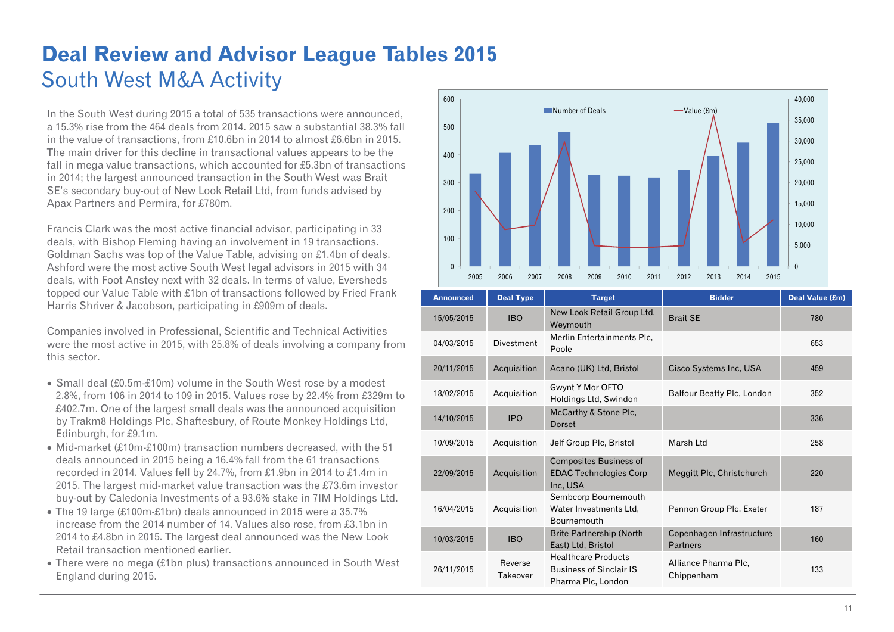# Deal Review and Advisor League Tables 2015

## South West M&A Activity

In the South West during 2015 a total of 535 transactions were announced, a 15.3% rise from the 464 deals from 2014. 2015 saw a substantial 38.3% fall in the value of transactions, from £10.6bn in 2014 to almost £6.6bn in 2015. The main driver for this decline in transactional values appears to be the fall in mega value transactions, which accounted for £5.3bn of transactions in 2014; the largest announced transaction in the South West was Brait SE's secondary buy-out of New Look Retail Ltd, from funds advised by Apax Partners and Permira, for £780m.

Francis Clark was the most active financial advisor, participating in 33 deals, with Bishop Fleming having an involvement in 19 transactions. Goldman Sachs was top of the Value Table, advising on £1.4bn of deals. Ashford were the most active South West legal advisors in 2015 with 34 deals, with Foot Anstey next with 32 deals. In terms of value, Eversheds topped our Value Table with £1bn of transactions followed by Fried Frank Harris Shriver & Jacobson, participating in £909m of deals.

Companies involved in Professional, Scientific and Technical Activities were the most active in 2015, with 25.8% of deals involving a company from this sector.

- Small deal (£0.5m-£10m) volume in the South West rose by a modest 2.8%, from 106 in 2014 to 109 in 2015. Values rose by 22.4% from £329m to £402.7m. One of the largest small deals was the announced acquisition by Trakm8 Holdings Plc, Shaftesbury, of Route Monkey Holdings Ltd, Edinburgh, for £9.1m.
- Mid-market (£10m-£100m) transaction numbers decreased, with the 51 deals announced in 2015 being a 16.4% fall from the 61 transactions recorded in 2014. Values fell by 24.7%, from £1.9bn in 2014 to £1.4m in 2015. The largest mid-market value transaction was the £73.6m investor buy-out by Caledonia Investments of a 93.6% stake in 7IM Holdings Ltd.
- The 19 large (£100m-£1bn) deals announced in 2015 were a 35.7% increase from the 2014 number of 14. Values also rose, from £3.1bn in 2014 to £4.8bn in 2015. The largest deal announced was the New Look Retail transaction mentioned earlier.
- There were no mega (£1bn plus) transactions announced in South West England during 2015.

| Announced | Deal Type | Target | Bidder | Deal Value (£m) |
|---|---|---|---|---|
| 15/05/2015 | IBO | New Look Retail Group Ltd, Weymouth | Brait SE | 780 |
| 04/03/2015 | Divestment | Merlin Entertainments Plc, Poole | | 653 |
| 20/11/2015 | Acquisition | Acano (UK) Ltd, Bristol | Cisco Systems Inc, USA | 459 |
| 18/02/2015 | Acquisition | Gwynt Y Mor OFTO Holdings Ltd, Swindon | Balfour Beatty Plc, London | 352 |
| 14/10/2015 | IPO | McCarthy & Stone Plc, Dorset | | 336 |
| 10/09/2015 | Acquisition | Jelf Group Plc, Bristol | Marsh Ltd | 258 |
| 22/09/2015 | Acquisition | Composites Business of EDAC Technologies Corp Inc, USA | Meggitt Plc, Christchurch | 220 |
| 16/04/2015 | Acquisition | Sembcorp Bournemouth Water Investments Ltd, Bournemouth | Pennon Group Plc, Exeter | 187 |
| 10/03/2015 | IBO | Brite Partnership (North East) Ltd, Bristol | Copenhagen Infrastructure Partners | 160 |
| 26/11/2015 | Reverse Takeover | Healthcare Products Business of Sinclair IS Pharma Plc, London | Alliance Pharma Plc, Chippenham | 133 |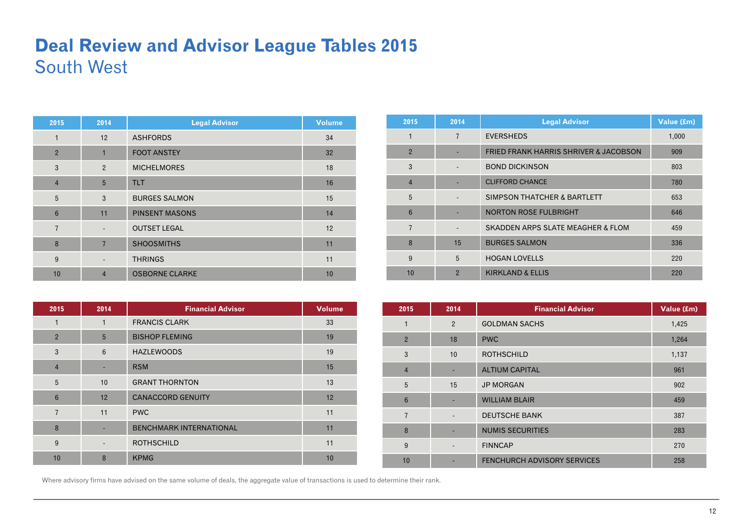# Deal Review and Advisor League Tables 2015
## South West

| 2015 | 2014 | Legal Advisor | Volume |
|---|---|---|---|
| 1 | 12 | ASHFORDS | 34 |
| 2 | 1 | FOOT ANSTEY | 32 |
| 3 | 2 | MICHELMORES | 18 |
| 4 | 5 | TLT | 16 |
| 5 | 3 | BURGES SALMON | 15 |
| 6 | 11 | PINSENT MASONS | 14 |
| 7 | - | OUTSET LEGAL | 12 |
| 8 | 7 | SHOOSMITHS | 11 |
| 9 | - | THRINGS | 11 |
| 10 | 4 | OSBORNE CLARKE | 10 |

| 2015 | 2014 | Legal Advisor | Value (£m) |
|---|---|---|---|
| 1 | 7 | EVERSHEDS | 1,000 |
| 2 | - | FRIED FRANK HARRIS SHRIVER & JACOBSON | 909 |
| 3 | - | BOND DICKINSON | 803 |
| 4 | - | CLIFFORD CHANCE | 780 |
| 5 | - | SIMPSON THATCHER & BARTLETT | 653 |
| 6 | - | NORTON ROSE FULBRIGHT | 646 |
| 7 | - | SKADDEN ARPS SLATE MEAGHER & FLOM | 459 |
| 8 | 15 | BURGES SALMON | 336 |
| 9 | 5 | HOGAN LOVELLS | 220 |
| 10 | 2 | KIRKLAND & ELLIS | 220 |

| 2015 | 2014 | Financial Advisor | Volume |
|---|---|---|---|
| 1 | 1 | FRANCIS CLARK | 33 |
| 2 | 5 | BISHOP FLEMING | 19 |
| 3 | 6 | HAZLEWOODS | 19 |
| 4 | - | RSM | 15 |
| 5 | 10 | GRANT THORNTON | 13 |
| 6 | 12 | CANACCORD GENUITY | 12 |
| 7 | 11 | PWC | 11 |
| 8 | - | BENCHMARK INTERNATIONAL | 11 |
| 9 | - | ROTHSCHILD | 11 |
| 10 | 8 | KPMG | 10 |

| 2015 | 2014 | Financial Advisor | Value (£m) |
|---|---|---|---|
| 1 | 2 | GOLDMAN SACHS | 1,425 |
| 2 | 18 | PWC | 1,264 |
| 3 | 10 | ROTHSCHILD | 1,137 |
| 4 | - | ALTIUM CAPITAL | 961 |
| 5 | 15 | JP MORGAN | 902 |
| 6 | - | WILLIAM BLAIR | 459 |
| 7 | - | DEUTSCHE BANK | 387 |
| 8 | - | NUMIS SECURITIES | 283 |
| 9 | - | FINNCAP | 270 |
| 10 | - | FENCHURCH ADVISORY SERVICES | 258 |

Where advisory firms have advised on the same volume of deals, the aggregate value of transactions is used to determine their rank.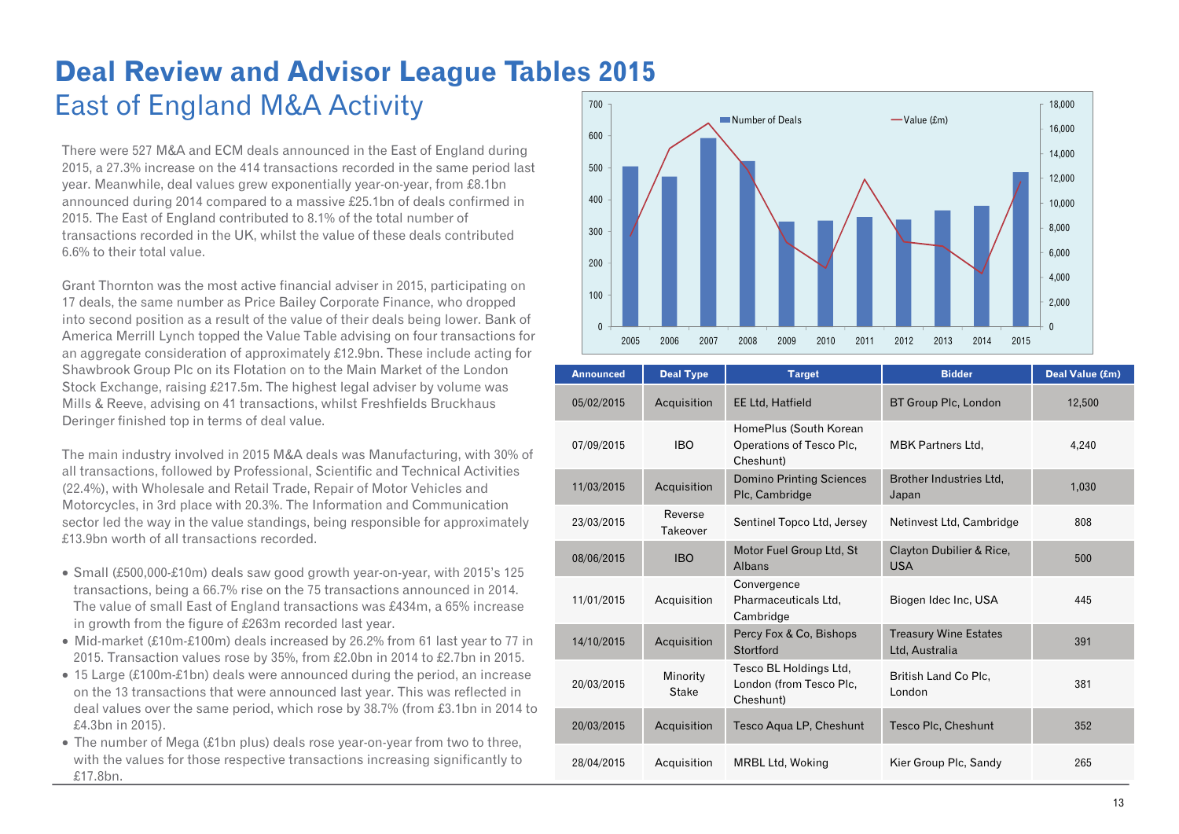# Deal Review and Advisor League Tables 2015

## East of England M&A Activity

There were 527 M&A and ECM deals announced in the East of England during 2015, a 27.3% increase on the 414 transactions recorded in the same period last year. Meanwhile, deal values grew exponentially year-on-year, from £8.1bn announced during 2014 compared to a massive £25.1bn of deals confirmed in 2015. The East of England contributed to 8.1% of the total number of transactions recorded in the UK, whilst the value of these deals contributed 6.6% to their total value.

Grant Thornton was the most active financial adviser in 2015, participating on 17 deals, the same number as Price Bailey Corporate Finance, who dropped into second position as a result of the value of their deals being lower. Bank of America Merrill Lynch topped the Value Table advising on four transactions for an aggregate consideration of approximately £12.9bn. These include acting for Shawbrook Group Plc on its Flotation on to the Main Market of the London Stock Exchange, raising £217.5m. The highest legal adviser by volume was Mills & Reeve, advising on 41 transactions, whilst Freshfields Bruckhaus Deringer finished top in terms of deal value.

The main industry involved in 2015 M&A deals was Manufacturing, with 30% of all transactions, followed by Professional, Scientific and Technical Activities (22.4%), with Wholesale and Retail Trade, Repair of Motor Vehicles and Motorcycles, in 3rd place with 20.3%. The Information and Communication sector led the way in the value standings, being responsible for approximately £13.9bn worth of all transactions recorded.

- Small (£500,000-£10m) deals saw good growth year-on-year, with 2015's 125 transactions, being a 66.7% rise on the 75 transactions announced in 2014. The value of small East of England transactions was £434m, a 65% increase in growth from the figure of £263m recorded last year.
- Mid-market (£10m-£100m) deals increased by 26.2% from 61 last year to 77 in 2015. Transaction values rose by 35%, from £2.0bn in 2014 to £2.7bn in 2015.
- 15 Large (£100m-£1bn) deals were announced during the period, an increase on the 13 transactions that were announced last year. This was reflected in deal values over the same period, which rose by 38.7% (from £3.1bn in 2014 to £4.3bn in 2015).
- The number of Mega (£1bn plus) deals rose year-on-year from two to three, with the values for those respective transactions increasing significantly to £17.8bn.

| Announced | Deal Type | Target | Bidder | Deal Value (£m) |
|---|---|---|---|---|
| 05/02/2015 | Acquisition | EE Ltd, Hatfield | BT Group Plc, London | 12,500 |
| 07/09/2015 | IBO | HomePlus (South Korean Operations of Tesco Plc, Cheshunt) | MBK Partners Ltd, | 4,240 |
| 11/03/2015 | Acquisition | Domino Printing Sciences Plc, Cambridge | Brother Industries Ltd, Japan | 1,030 |
| 23/03/2015 | Reverse Takeover | Sentinel Topco Ltd, Jersey | Netinvest Ltd, Cambridge | 808 |
| 08/06/2015 | IBO | Motor Fuel Group Ltd, St Albans | Clayton Dubilier & Rice, USA | 500 |
| 11/01/2015 | Acquisition | Convergence Pharmaceuticals Ltd, Cambridge | Biogen Idec Inc, USA | 445 |
| 14/10/2015 | Acquisition | Percy Fox & Co, Bishops Stortford | Treasury Wine Estates Ltd, Australia | 391 |
| 20/03/2015 | Minority Stake | Tesco BL Holdings Ltd, London (from Tesco Plc, Cheshunt) | British Land Co Plc, London | 381 |
| 20/03/2015 | Acquisition | Tesco Aqua LP, Cheshunt | Tesco Plc, Cheshunt | 352 |
| 28/04/2015 | Acquisition | MRBL Ltd, Woking | Kier Group Plc, Sandy | 265 |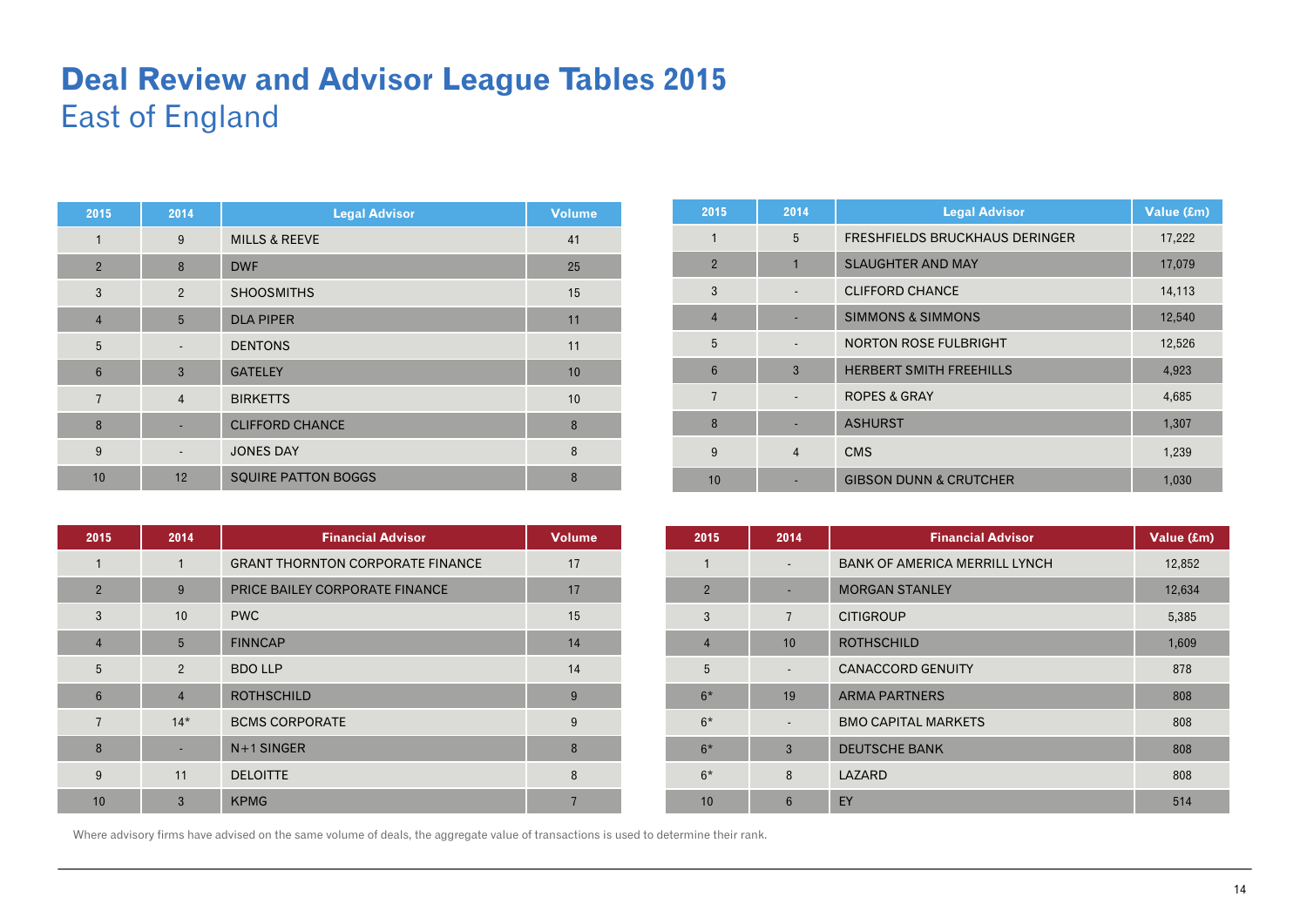# Deal Review and Advisor League Tables 2015

## East of England

| 2015 | 2014 | Legal Advisor | Volume |
|---|---|---|---|
| 1 | 9 | MILLS & REEVE | 41 |
| 2 | 8 | DWF | 25 |
| 3 | 2 | SHOOSMITHS | 15 |
| 4 | 5 | DLA PIPER | 11 |
| 5 | - | DENTONS | 11 |
| 6 | 3 | GATELEY | 10 |
| 7 | 4 | BIRKETTS | 10 |
| 8 | - | CLIFFORD CHANCE | 8 |
| 9 | - | JONES DAY | 8 |
| 10 | 12 | SQUIRE PATTON BOGGS | 8 |

| 2015 | 2014 | Legal Advisor | Value (£m) |
|---|---|---|---|
| 1 | 5 | FRESHFIELDS BRUCKHAUS DERINGER | 17,222 |
| 2 | 1 | SLAUGHTER AND MAY | 17,079 |
| 3 | - | CLIFFORD CHANCE | 14,113 |
| 4 | - | SIMMONS & SIMMONS | 12,540 |
| 5 | - | NORTON ROSE FULBRIGHT | 12,526 |
| 6 | 3 | HERBERT SMITH FREEHILLS | 4,923 |
| 7 | - | ROPES & GRAY | 4,685 |
| 8 | - | ASHURST | 1,307 |
| 9 | 4 | CMS | 1,239 |
| 10 | - | GIBSON DUNN & CRUTCHER | 1,030 |

| 2015 | 2014 | Financial Advisor | Volume |
|---|---|---|---|
| 1 | 1 | GRANT THORNTON CORPORATE FINANCE | 17 |
| 2 | 9 | PRICE BAILEY CORPORATE FINANCE | 17 |
| 3 | 10 | PWC | 15 |
| 4 | 5 | FINNCAP | 14 |
| 5 | 2 | BDO LLP | 14 |
| 6 | 4 | ROTHSCHILD | 9 |
| 7 | 14* | BCMS CORPORATE | 9 |
| 8 | - | N+1 SINGER | 8 |
| 9 | 11 | DELOITTE | 8 |
| 10 | 3 | KPMG | 7 |

| 2015 | 2014 | Financial Advisor | Value (£m) |
|---|---|---|---|
| 1 | - | BANK OF AMERICA MERRILL LYNCH | 12,852 |
| 2 | - | MORGAN STANLEY | 12,634 |
| 3 | 7 | CITIGROUP | 5,385 |
| 4 | 10 | ROTHSCHILD | 1,609 |
| 5 | - | CANACCORD GENUITY | 878 |
| 6* | 19 | ARMA PARTNERS | 808 |
| 6* | - | BMO CAPITAL MARKETS | 808 |
| 6* | 3 | DEUTSCHE BANK | 808 |
| 6* | 8 | LAZARD | 808 |
| 10 | 6 | EY | 514 |

Where advisory firms have advised on the same volume of deals, the aggregate value of transactions is used to determine their rank.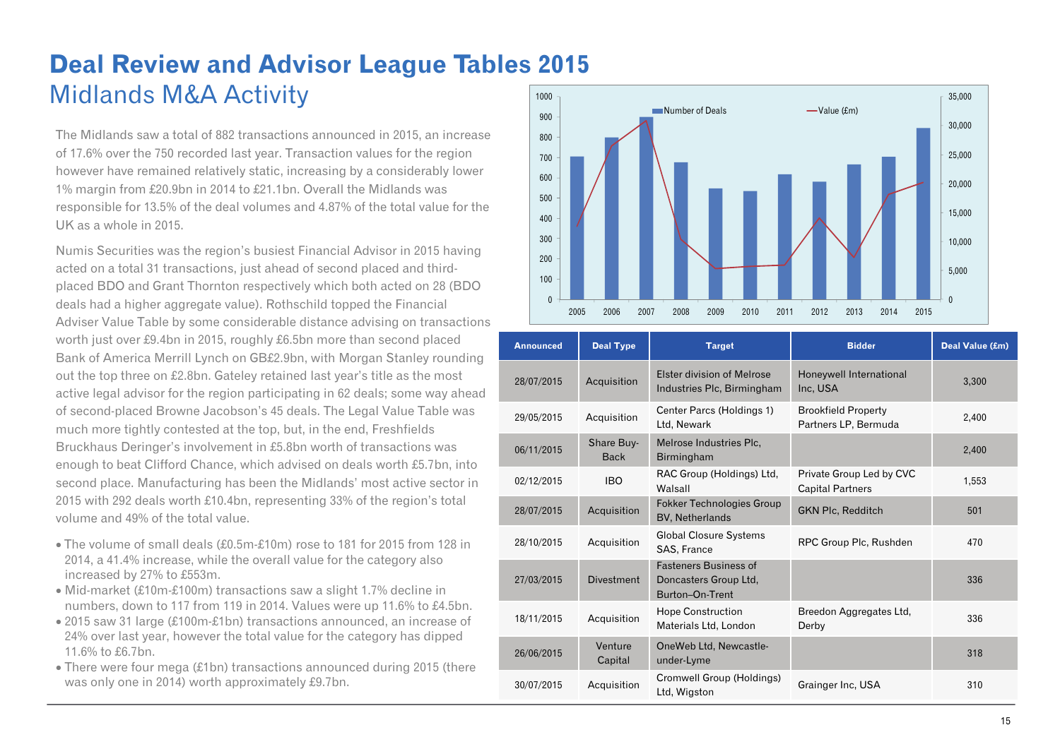# Deal Review and Advisor League Tables 2015

## Midlands M&A Activity

The Midlands saw a total of 882 transactions announced in 2015, an increase of 17.6% over the 750 recorded last year. Transaction values for the region however have remained relatively static, increasing by a considerably lower 1% margin from £20.9bn in 2014 to £21.1bn. Overall the Midlands was responsible for 13.5% of the deal volumes and 4.87% of the total value for the UK as a whole in 2015.

Numis Securities was the region's busiest Financial Advisor in 2015 having acted on a total 31 transactions, just ahead of second placed and third-placed BDO and Grant Thornton respectively which both acted on 28 (BDO deals had a higher aggregate value). Rothschild topped the Financial Adviser Value Table by some considerable distance advising on transactions worth just over £9.4bn in 2015, roughly £6.5bn more than second placed Bank of America Merrill Lynch on GB£2.9bn, with Morgan Stanley rounding out the top three on £2.8bn. Gateley retained last year's title as the most active legal advisor for the region participating in 62 deals; some way ahead of second-placed Browne Jacobson's 45 deals. The Legal Value Table was much more tightly contested at the top, but, in the end, Freshfields Bruckhaus Deringer's involvement in £5.8bn worth of transactions was enough to beat Clifford Chance, which advised on deals worth £5.7bn, into second place. Manufacturing has been the Midlands' most active sector in 2015 with 292 deals worth £10.4bn, representing 33% of the region's total volume and 49% of the total value.

- The volume of small deals (£0.5m-£10m) rose to 181 for 2015 from 128 in 2014, a 41.4% increase, while the overall value for the category also increased by 27% to £553m.
- Mid-market (£10m-£100m) transactions saw a slight 1.7% decline in numbers, down to 117 from 119 in 2014. Values were up 11.6% to £4.5bn.
- 2015 saw 31 large (£100m-£1bn) transactions announced, an increase of 24% over last year, however the total value for the category has dipped 11.6% to £6.7bn.
- There were four mega (£1bn) transactions announced during 2015 (there was only one in 2014) worth approximately £9.7bn.

| Announced | Deal Type | Target | Bidder | Deal Value (£m) |
|---|---|---|---|---|
| 28/07/2015 | Acquisition | Elster division of Melrose Industries Plc, Birmingham | Honeywell International Inc, USA | 3,300 |
| 29/05/2015 | Acquisition | Center Parcs (Holdings 1) Ltd, Newark | Brookfield Property Partners LP, Bermuda | 2,400 |
| 06/11/2015 | Share Buy-Back | Melrose Industries Plc, Birmingham | | 2,400 |
| 02/12/2015 | IBO | RAC Group (Holdings) Ltd, Walsall | Private Group Led by CVC Capital Partners | 1,553 |
| 28/07/2015 | Acquisition | Fokker Technologies Group BV, Netherlands | GKN Plc, Redditch | 501 |
| 28/10/2015 | Acquisition | Global Closure Systems SAS, France | RPC Group Plc, Rushden | 470 |
| 27/03/2015 | Divestment | Fasteners Business of Doncasters Group Ltd, Burton-On-Trent | | 336 |
| 18/11/2015 | Acquisition | Hope Construction Materials Ltd, London | Breedon Aggregates Ltd, Derby | 336 |
| 26/06/2015 | Venture Capital | OneWeb Ltd, Newcastle-under-Lyme | | 318 |
| 30/07/2015 | Acquisition | Cromwell Group (Holdings) Ltd, Wigston | Grainger Inc, USA | 310 |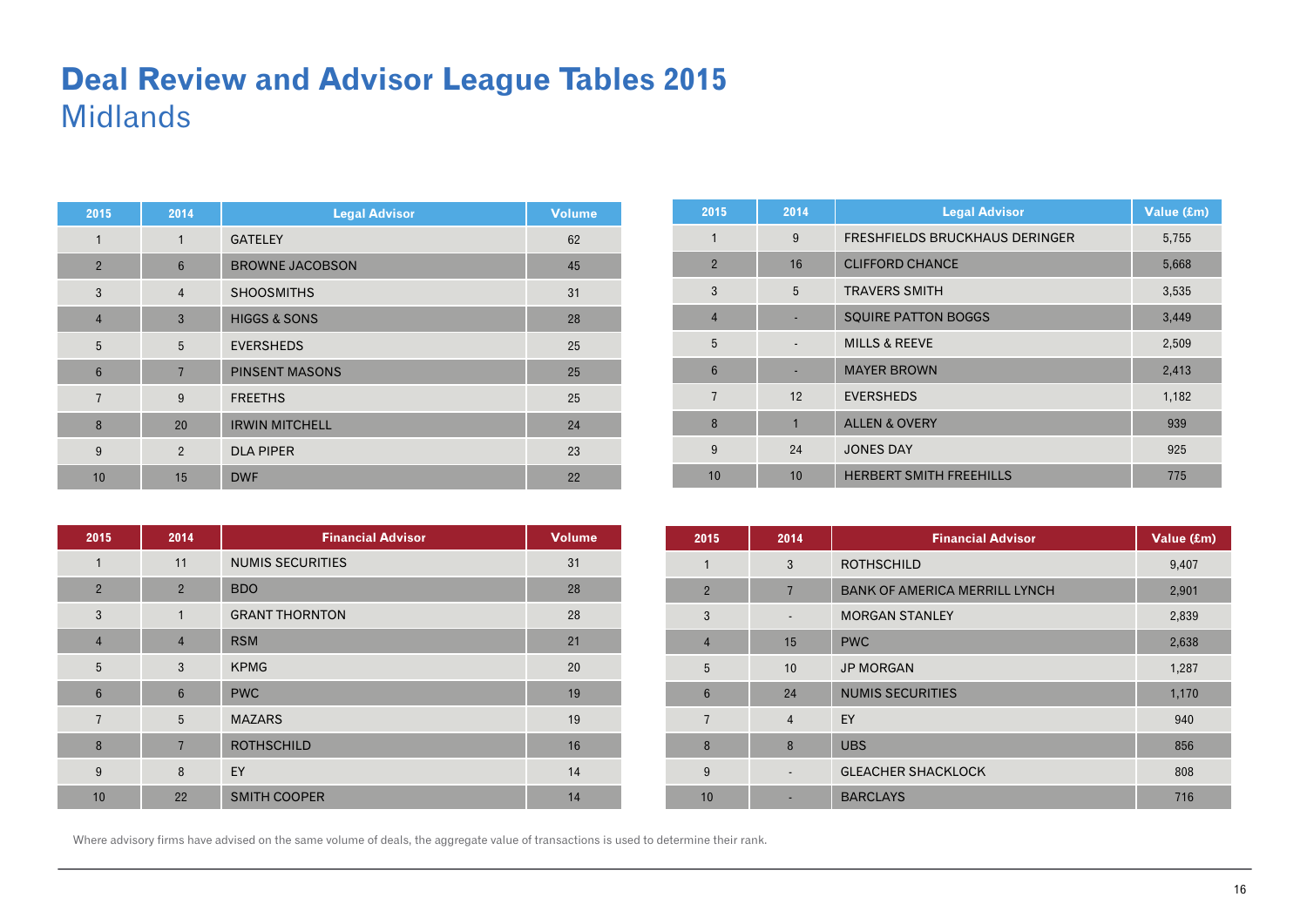# Deal Review and Advisor League Tables 2015

## Midlands

| 2015 | 2014 | Legal Advisor | Volume |
|---|---|---|---|
| 1 | 1 | GATELEY | 62 |
| 2 | 6 | BROWNE JACOBSON | 45 |
| 3 | 4 | SHOOSMITHS | 31 |
| 4 | 3 | HIGGS & SONS | 28 |
| 5 | 5 | EVERSHEDS | 25 |
| 6 | 7 | PINSENT MASONS | 25 |
| 7 | 9 | FREETHS | 25 |
| 8 | 20 | IRWIN MITCHELL | 24 |
| 9 | 2 | DLA PIPER | 23 |
| 10 | 15 | DWF | 22 |

| 2015 | 2014 | Legal Advisor | Value (£m) |
|---|---|---|---|
| 1 | 9 | FRESHFIELDS BRUCKHAUS DERINGER | 5,755 |
| 2 | 16 | CLIFFORD CHANCE | 5,668 |
| 3 | 5 | TRAVERS SMITH | 3,535 |
| 4 | - | SQUIRE PATTON BOGGS | 3,449 |
| 5 | - | MILLS & REEVE | 2,509 |
| 6 | - | MAYER BROWN | 2,413 |
| 7 | 12 | EVERSHEDS | 1,182 |
| 8 | 1 | ALLEN & OVERY | 939 |
| 9 | 24 | JONES DAY | 925 |
| 10 | 10 | HERBERT SMITH FREEHILLS | 775 |

| 2015 | 2014 | Financial Advisor | Volume |
|---|---|---|---|
| 1 | 11 | NUMIS SECURITIES | 31 |
| 2 | 2 | BDO | 28 |
| 3 | 1 | GRANT THORNTON | 28 |
| 4 | 4 | RSM | 21 |
| 5 | 3 | KPMG | 20 |
| 6 | 6 | PWC | 19 |
| 7 | 5 | MAZARS | 19 |
| 8 | 7 | ROTHSCHILD | 16 |
| 9 | 8 | EY | 14 |
| 10 | 22 | SMITH COOPER | 14 |

| 2015 | 2014 | Financial Advisor | Value (£m) |
|---|---|---|---|
| 1 | 3 | ROTHSCHILD | 9,407 |
| 2 | 7 | BANK OF AMERICA MERRILL LYNCH | 2,901 |
| 3 | - | MORGAN STANLEY | 2,839 |
| 4 | 15 | PWC | 2,638 |
| 5 | 10 | JP MORGAN | 1,287 |
| 6 | 24 | NUMIS SECURITIES | 1,170 |
| 7 | 4 | EY | 940 |
| 8 | 8 | UBS | 856 |
| 9 | - | GLEACHER SHACKLOCK | 808 |
| 10 | - | BARCLAYS | 716 |

Where advisory firms have advised on the same volume of deals, the aggregate value of transactions is used to determine their rank.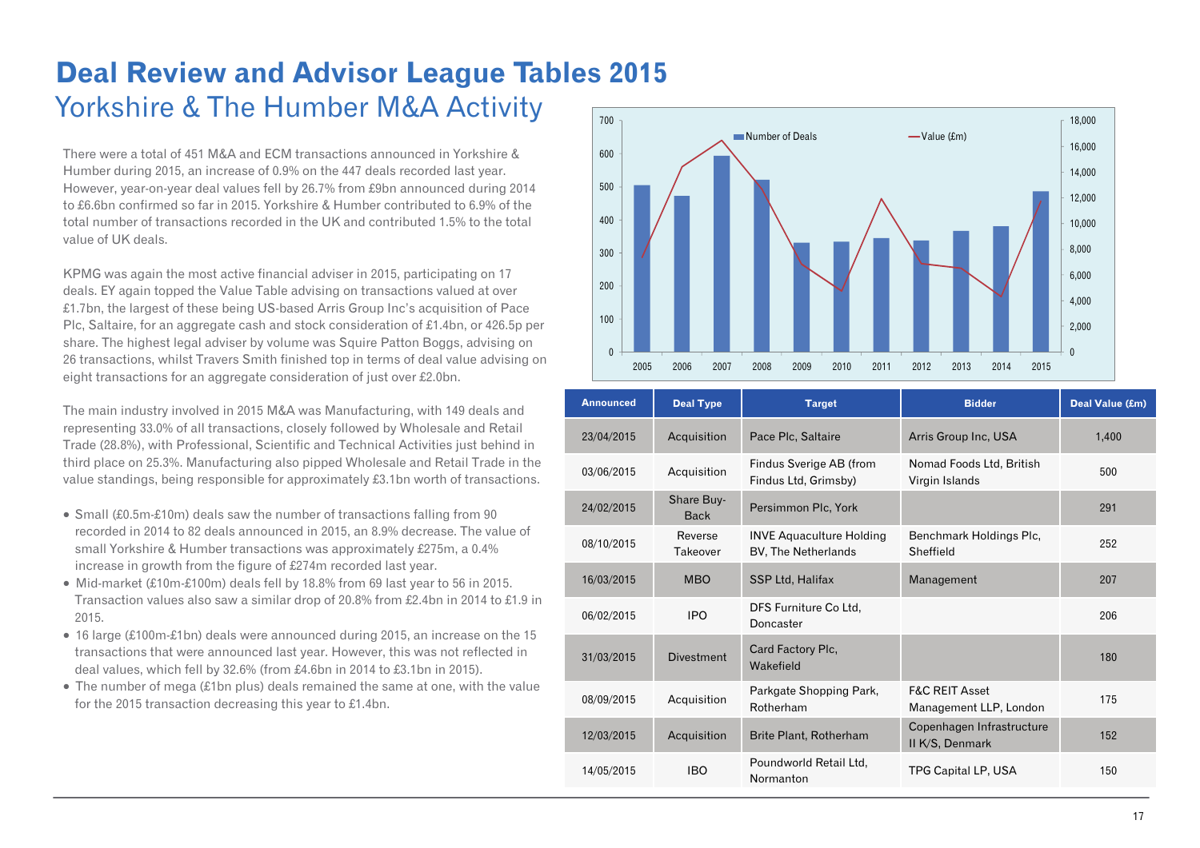# Deal Review and Advisor League Tables 2015

## Yorkshire & The Humber M&A Activity

There were a total of 451 M&A and ECM transactions announced in Yorkshire & Humber during 2015, an increase of 0.9% on the 447 deals recorded last year. However, year-on-year deal values fell by 26.7% from £9bn announced during 2014 to £6.6bn confirmed so far in 2015. Yorkshire & Humber contributed to 6.9% of the total number of transactions recorded in the UK and contributed 1.5% to the total value of UK deals.

KPMG was again the most active financial adviser in 2015, participating on 17 deals. EY again topped the Value Table advising on transactions valued at over £1.7bn, the largest of these being US-based Arris Group Inc's acquisition of Pace Plc, Saltaire, for an aggregate cash and stock consideration of £1.4bn, or 426.5p per share. The highest legal adviser by volume was Squire Patton Boggs, advising on 26 transactions, whilst Travers Smith finished top in terms of deal value advising on eight transactions for an aggregate consideration of just over £2.0bn.

The main industry involved in 2015 M&A was Manufacturing, with 149 deals and representing 33.0% of all transactions, closely followed by Wholesale and Retail Trade (28.8%), with Professional, Scientific and Technical Activities just behind in third place on 25.3%. Manufacturing also pipped Wholesale and Retail Trade in the value standings, being responsible for approximately £3.1bn worth of transactions.

- Small (£0.5m-£10m) deals saw the number of transactions falling from 90 recorded in 2014 to 82 deals announced in 2015, an 8.9% decrease. The value of small Yorkshire & Humber transactions was approximately £275m, a 0.4% increase in growth from the figure of £274m recorded last year.
- Mid-market (£10m-£100m) deals fell by 18.8% from 69 last year to 56 in 2015. Transaction values also saw a similar drop of 20.8% from £2.4bn in 2014 to £1.9 in 2015.
- 16 large (£100m-£1bn) deals were announced during 2015, an increase on the 15 transactions that were announced last year. However, this was not reflected in deal values, which fell by 32.6% (from £4.6bn in 2014 to £3.1bn in 2015).
- The number of mega (£1bn plus) deals remained the same at one, with the value for the 2015 transaction decreasing this year to £1.4bn.

| Announced | Deal Type | Target | Bidder | Deal Value (£m) |
|---|---|---|---|---|
| 23/04/2015 | Acquisition | Pace Plc, Saltaire | Arris Group Inc, USA | 1,400 |
| 03/06/2015 | Acquisition | Findus Sverige AB (from Findus Ltd, Grimsby) | Nomad Foods Ltd, British Virgin Islands | 500 |
| 24/02/2015 | Share Buy-Back | Persimmon Plc, York | | 291 |
| 08/10/2015 | Reverse Takeover | INVE Aquaculture Holding BV, The Netherlands | Benchmark Holdings Plc, Sheffield | 252 |
| 16/03/2015 | MBO | SSP Ltd, Halifax | Management | 207 |
| 06/02/2015 | IPO | DFS Furniture Co Ltd, Doncaster | | 206 |
| 31/03/2015 | Divestment | Card Factory Plc, Wakefield | | 180 |
| 08/09/2015 | Acquisition | Parkgate Shopping Park, Rotherham | F&C REIT Asset Management LLP, London | 175 |
| 12/03/2015 | Acquisition | Brite Plant, Rotherham | Copenhagen Infrastructure II K/S, Denmark | 152 |
| 14/05/2015 | IBO | Poundworld Retail Ltd, Normanton | TPG Capital LP, USA | 150 |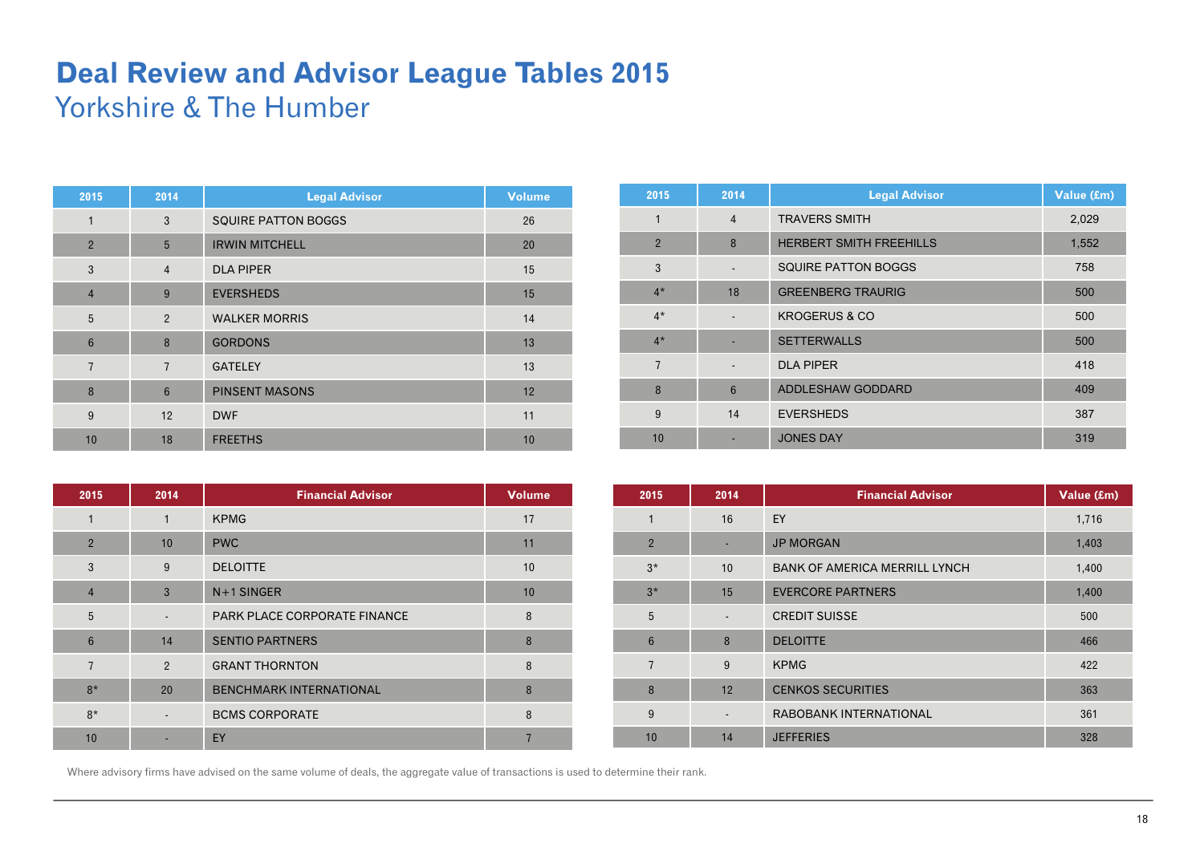# Deal Review and Advisor League Tables 2015

## Yorkshire & The Humber

| 2015 | 2014 | Legal Advisor | Volume |
|---|---|---|---|
| 1 | 3 | SQUIRE PATTON BOGGS | 26 |
| 2 | 5 | IRWIN MITCHELL | 20 |
| 3 | 4 | DLA PIPER | 15 |
| 4 | 9 | EVERSHEDS | 15 |
| 5 | 2 | WALKER MORRIS | 14 |
| 6 | 8 | GORDONS | 13 |
| 7 | 7 | GATELEY | 13 |
| 8 | 6 | PINSENT MASONS | 12 |
| 9 | 12 | DWF | 11 |
| 10 | 18 | FREETHS | 10 |

| 2015 | 2014 | Legal Advisor | Value (£m) |
|---|---|---|---|
| 1 | 4 | TRAVERS SMITH | 2,029 |
| 2 | 8 | HERBERT SMITH FREEHILLS | 1,552 |
| 3 | - | SQUIRE PATTON BOGGS | 758 |
| 4* | 18 | GREENBERG TRAURIG | 500 |
| 4* | - | KROGERUS & CO | 500 |
| 4* | - | SETTERWALLS | 500 |
| 7 | - | DLA PIPER | 418 |
| 8 | 6 | ADDLESHAW GODDARD | 409 |
| 9 | 14 | EVERSHEDS | 387 |
| 10 | - | JONES DAY | 319 |

| 2015 | 2014 | Financial Advisor | Volume |
|---|---|---|---|
| 1 | 1 | KPMG | 17 |
| 2 | 10 | PWC | 11 |
| 3 | 9 | DELOITTE | 10 |
| 4 | 3 | N+1 SINGER | 10 |
| 5 | - | PARK PLACE CORPORATE FINANCE | 8 |
| 6 | 14 | SENTIO PARTNERS | 8 |
| 7 | 2 | GRANT THORNTON | 8 |
| 8* | 20 | BENCHMARK INTERNATIONAL | 8 |
| 8* | - | BCMS CORPORATE | 8 |
| 10 | - | EY | 7 |

| 2015 | 2014 | Financial Advisor | Value (£m) |
|---|---|---|---|
| 1 | 16 | EY | 1,716 |
| 2 | - | JP MORGAN | 1,403 |
| 3* | 10 | BANK OF AMERICA MERRILL LYNCH | 1,400 |
| 3* | 15 | EVERCORE PARTNERS | 1,400 |
| 5 | - | CREDIT SUISSE | 500 |
| 6 | 8 | DELOITTE | 466 |
| 7 | 9 | KPMG | 422 |
| 8 | 12 | CENKOS SECURITIES | 363 |
| 9 | - | RABOBANK INTERNATIONAL | 361 |
| 10 | 14 | JEFFERIES | 328 |

Where advisory firms have advised on the same volume of deals, the aggregate value of transactions is used to determine their rank.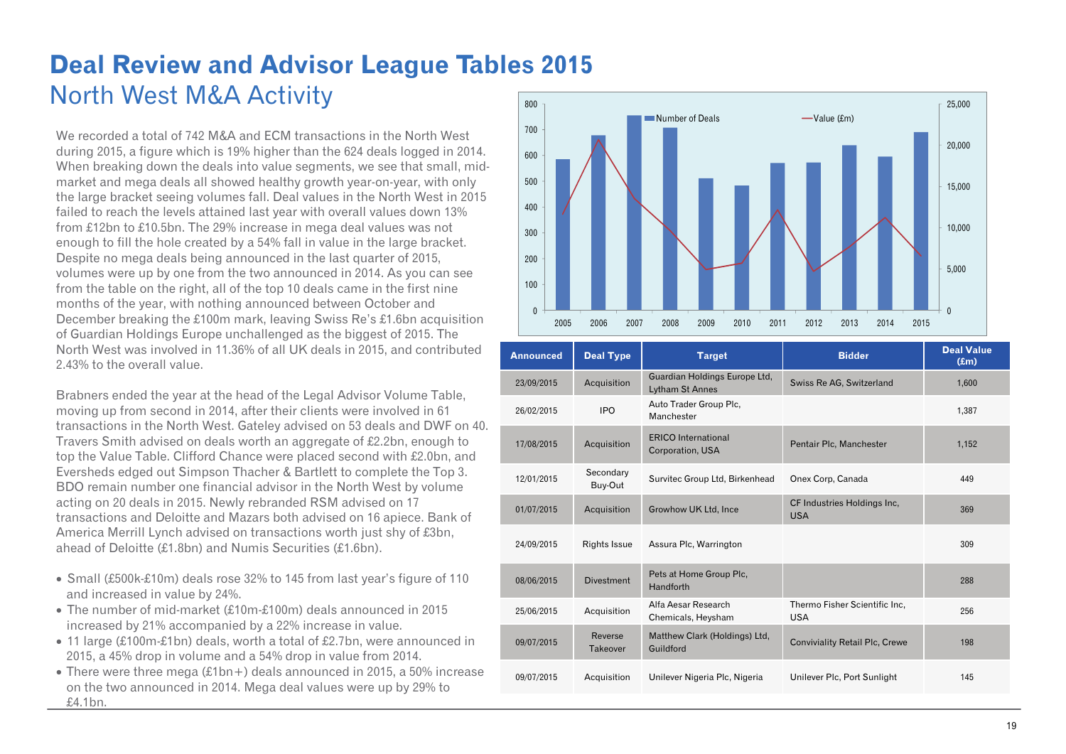# Deal Review and Advisor League Tables 2015

## North West M&A Activity

We recorded a total of 742 M&A and ECM transactions in the North West during 2015, a figure which is 19% higher than the 624 deals logged in 2014. When breaking down the deals into value segments, we see that small, mid-market and mega deals all showed healthy growth year-on-year, with only the large bracket seeing volumes fall. Deal values in the North West in 2015 failed to reach the levels attained last year with overall values down 13% from £12bn to £10.5bn. The 29% increase in mega deal values was not enough to fill the hole created by a 54% fall in value in the large bracket. Despite no mega deals being announced in the last quarter of 2015, volumes were up by one from the two announced in 2014. As you can see from the table on the right, all of the top 10 deals came in the first nine months of the year, with nothing announced between October and December breaking the £100m mark, leaving Swiss Re's £1.6bn acquisition of Guardian Holdings Europe unchallenged as the biggest of 2015. The North West was involved in 11.36% of all UK deals in 2015, and contributed 2.43% to the overall value.

Brabners ended the year at the head of the Legal Advisor Volume Table, moving up from second in 2014, after their clients were involved in 61 transactions in the North West. Gateley advised on 53 deals and DWF on 40. Travers Smith advised on deals worth an aggregate of £2.2bn, enough to top the Value Table. Clifford Chance were placed second with £2.0bn, and Eversheds edged out Simpson Thacher & Bartlett to complete the Top 3. BDO remain number one financial advisor in the North West by volume acting on 20 deals in 2015. Newly rebranded RSM advised on 17 transactions and Deloitte and Mazars both advised on 16 apiece. Bank of America Merrill Lynch advised on transactions worth just shy of £3bn, ahead of Deloitte (£1.8bn) and Numis Securities (£1.6bn).

- Small (£500k-£10m) deals rose 32% to 145 from last year's figure of 110 and increased in value by 24%.
- The number of mid-market (£10m-£100m) deals announced in 2015 increased by 21% accompanied by a 22% increase in value.
- 11 large (£100m-£1bn) deals, worth a total of £2.7bn, were announced in 2015, a 45% drop in volume and a 54% drop in value from 2014.
- There were three mega (£1bn+) deals announced in 2015, a 50% increase on the two announced in 2014. Mega deal values were up by 29% to £4.1bn.

| Announced | Deal Type | Target | Bidder | Deal Value (£m) |
|---|---|---|---|---|
| 23/09/2015 | Acquisition | Guardian Holdings Europe Ltd, Lytham St Annes | Swiss Re AG, Switzerland | 1,600 |
| 26/02/2015 | IPO | Auto Trader Group Plc, Manchester | | 1,387 |
| 17/08/2015 | Acquisition | ERICO International Corporation, USA | Pentair Plc, Manchester | 1,152 |
| 12/01/2015 | Secondary Buy-Out | Survitec Group Ltd, Birkenhead | Onex Corp, Canada | 449 |
| 01/07/2015 | Acquisition | Growhow UK Ltd, Ince | CF Industries Holdings Inc, USA | 369 |
| 24/09/2015 | Rights Issue | Assura Plc, Warrington | | 309 |
| 08/06/2015 | Divestment | Pets at Home Group Plc, Handforth | | 288 |
| 25/06/2015 | Acquisition | Alfa Aesar Research Chemicals, Heysham | Thermo Fisher Scientific Inc, USA | 256 |
| 09/07/2015 | Reverse Takeover | Matthew Clark (Holdings) Ltd, Guildford | Conviviality Retail Plc, Crewe | 198 |
| 09/07/2015 | Acquisition | Unilever Nigeria Plc, Nigeria | Unilever Plc, Port Sunlight | 145 |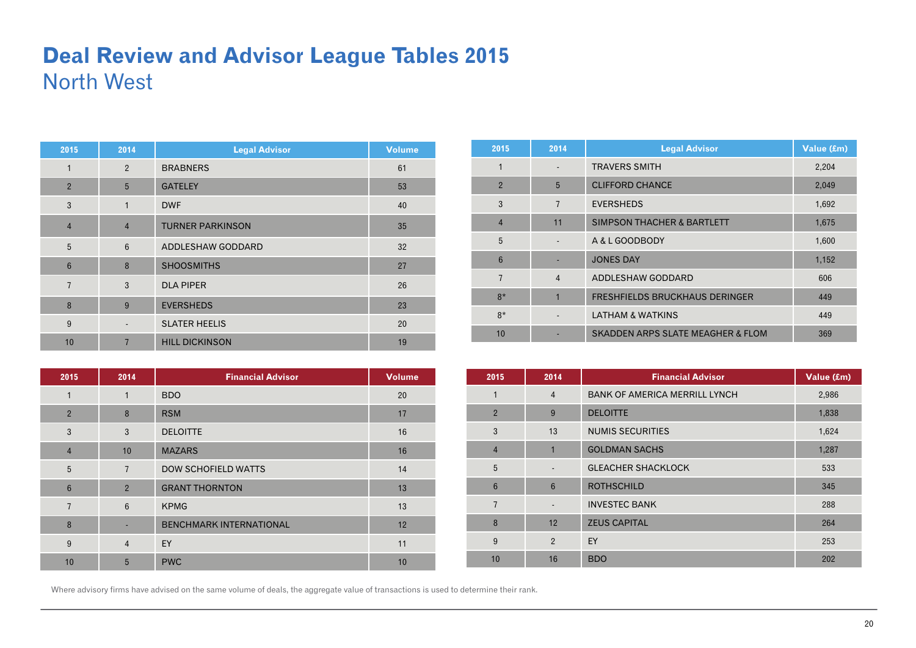# Deal Review and Advisor League Tables 2015

## North West

| 2015 | 2014 | Legal Advisor | Volume |
|---|---|---|---|
| 1 | 2 | BRABNERS | 61 |
| 2 | 5 | GATELEY | 53 |
| 3 | 1 | DWF | 40 |
| 4 | 4 | TURNER PARKINSON | 35 |
| 5 | 6 | ADDLESHAW GODDARD | 32 |
| 6 | 8 | SHOOSMITHS | 27 |
| 7 | 3 | DLA PIPER | 26 |
| 8 | 9 | EVERSHEDS | 23 |
| 9 | - | SLATER HEELIS | 20 |
| 10 | 7 | HILL DICKINSON | 19 |

| 2015 | 2014 | Legal Advisor | Value (£m) |
|---|---|---|---|
| 1 | - | TRAVERS SMITH | 2,204 |
| 2 | 5 | CLIFFORD CHANCE | 2,049 |
| 3 | 7 | EVERSHEDS | 1,692 |
| 4 | 11 | SIMPSON THACHER & BARTLETT | 1,675 |
| 5 | - | A & L GOODBODY | 1,600 |
| 6 | - | JONES DAY | 1,152 |
| 7 | 4 | ADDLESHAW GODDARD | 606 |
| 8* | 1 | FRESHFIELDS BRUCKHAUS DERINGER | 449 |
| 8* | - | LATHAM & WATKINS | 449 |
| 10 | - | SKADDEN ARPS SLATE MEAGHER & FLOM | 369 |

| 2015 | 2014 | Financial Advisor | Volume |
|---|---|---|---|
| 1 | 1 | BDO | 20 |
| 2 | 8 | RSM | 17 |
| 3 | 3 | DELOITTE | 16 |
| 4 | 10 | MAZARS | 16 |
| 5 | 7 | DOW SCHOFIELD WATTS | 14 |
| 6 | 2 | GRANT THORNTON | 13 |
| 7 | 6 | KPMG | 13 |
| 8 | - | BENCHMARK INTERNATIONAL | 12 |
| 9 | 4 | EY | 11 |
| 10 | 5 | PWC | 10 |

| 2015 | 2014 | Financial Advisor | Value (£m) |
|---|---|---|---|
| 1 | 4 | BANK OF AMERICA MERRILL LYNCH | 2,986 |
| 2 | 9 | DELOITTE | 1,838 |
| 3 | 13 | NUMIS SECURITIES | 1,624 |
| 4 | 1 | GOLDMAN SACHS | 1,287 |
| 5 | - | GLEACHER SHACKLOCK | 533 |
| 6 | 6 | ROTHSCHILD | 345 |
| 7 | - | INVESTEC BANK | 288 |
| 8 | 12 | ZEUS CAPITAL | 264 |
| 9 | 2 | EY | 253 |
| 10 | 16 | BDO | 202 |

Where advisory firms have advised on the same volume of deals, the aggregate value of transactions is used to determine their rank.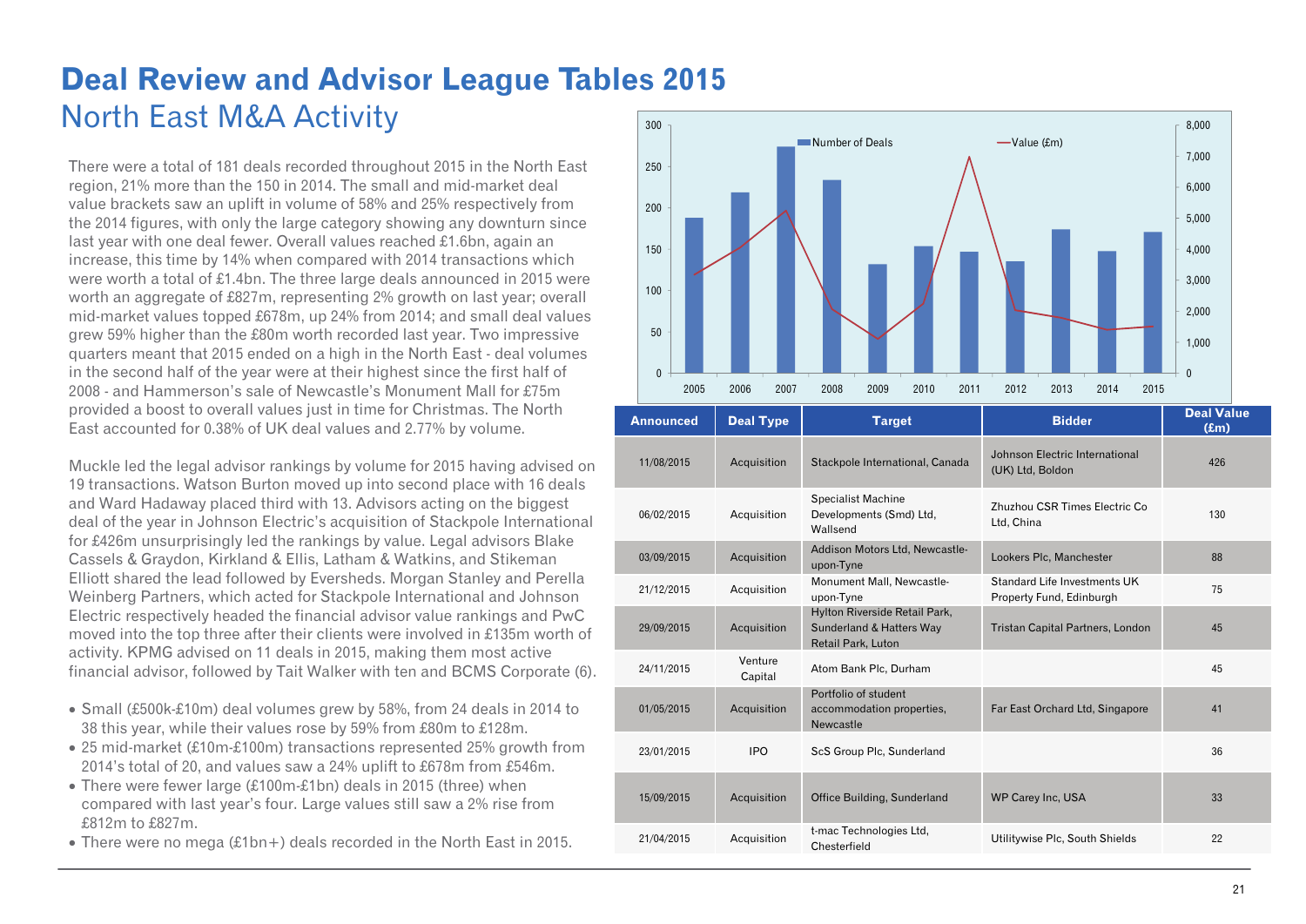# Deal Review and Advisor League Tables 2015

## North East M&A Activity

There were a total of 181 deals recorded throughout 2015 in the North East region, 21% more than the 150 in 2014. The small and mid-market deal value brackets saw an uplift in volume of 58% and 25% respectively from the 2014 figures, with only the large category showing any downturn since last year with one deal fewer. Overall values reached £1.6bn, again an increase, this time by 14% when compared with 2014 transactions which were worth a total of £1.4bn. The three large deals announced in 2015 were worth an aggregate of £827m, representing 2% growth on last year; overall mid-market values topped £678m, up 24% from 2014; and small deal values grew 59% higher than the £80m worth recorded last year. Two impressive quarters meant that 2015 ended on a high in the North East - deal volumes in the second half of the year were at their highest since the first half of 2008 - and Hammerson's sale of Newcastle's Monument Mall for £75m provided a boost to overall values just in time for Christmas. The North East accounted for 0.38% of UK deal values and 2.77% by volume.

Muckle led the legal advisor rankings by volume for 2015 having advised on 19 transactions. Watson Burton moved up into second place with 16 deals and Ward Hadaway placed third with 13. Advisors acting on the biggest deal of the year in Johnson Electric's acquisition of Stackpole International for £426m unsurprisingly led the rankings by value. Legal advisors Blake Cassels & Graydon, Kirkland & Ellis, Latham & Watkins, and Stikeman Elliott shared the lead followed by Eversheds. Morgan Stanley and Perella Weinberg Partners, which acted for Stackpole International and Johnson Electric respectively headed the financial advisor value rankings and PwC moved into the top three after their clients were involved in £135m worth of activity. KPMG advised on 11 deals in 2015, making them most active financial advisor, followed by Tait Walker with ten and BCMS Corporate (6).

- Small (£500k-£10m) deal volumes grew by 58%, from 24 deals in 2014 to 38 this year, while their values rose by 59% from £80m to £128m.
- 25 mid-market (£10m-£100m) transactions represented 25% growth from 2014's total of 20, and values saw a 24% uplift to £678m from £546m.
- There were fewer large (£100m-£1bn) deals in 2015 (three) when compared with last year's four. Large values still saw a 2% rise from £812m to £827m.
- There were no mega (£1bn+) deals recorded in the North East in 2015.

| Announced | Deal Type | Target | Bidder | Deal Value (£m) |
|---|---|---|---|---|
| 11/08/2015 | Acquisition | Stackpole International, Canada | Johnson Electric International (UK) Ltd, Boldon | 426 |
| 06/02/2015 | Acquisition | Specialist Machine Developments (Smd) Ltd, Wallsend | Zhuzhou CSR Times Electric Co Ltd, China | 130 |
| 03/09/2015 | Acquisition | Addison Motors Ltd, Newcastle-upon-Tyne | Lookers Plc, Manchester | 88 |
| 21/12/2015 | Acquisition | Monument Mall, Newcastle-upon-Tyne | Standard Life Investments UK Property Fund, Edinburgh | 75 |
| 29/09/2015 | Acquisition | Hylton Riverside Retail Park, Sunderland & Hatters Way Retail Park, Luton | Tristan Capital Partners, London | 45 |
| 24/11/2015 | Venture Capital | Atom Bank Plc, Durham | | 45 |
| 01/05/2015 | Acquisition | Portfolio of student accommodation properties, Newcastle | Far East Orchard Ltd, Singapore | 41 |
| 23/01/2015 | IPO | ScS Group Plc, Sunderland | | 36 |
| 15/09/2015 | Acquisition | Office Building, Sunderland | WP Carey Inc, USA | 33 |
| 21/04/2015 | Acquisition | t-mac Technologies Ltd, Chesterfield | Utilitywise Plc, South Shields | 22 |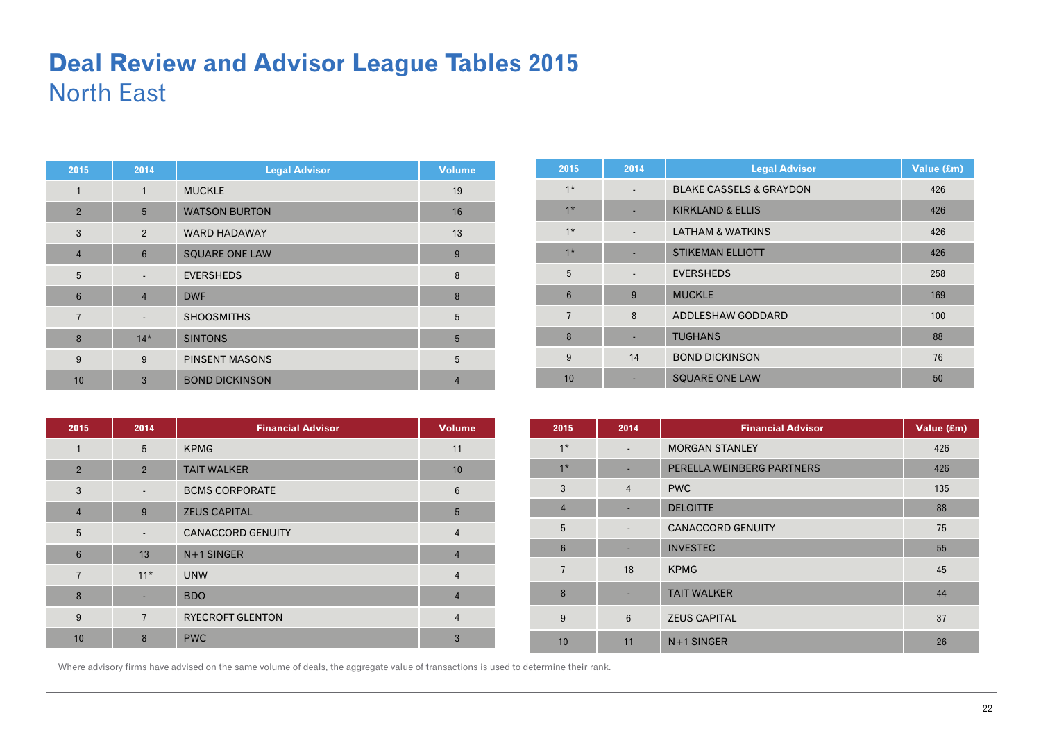# Deal Review and Advisor League Tables 2015

## North East

| 2015 | 2014 | Legal Advisor | Volume |
|---|---|---|---|
| 1 | 1 | MUCKLE | 19 |
| 2 | 5 | WATSON BURTON | 16 |
| 3 | 2 | WARD HADAWAY | 13 |
| 4 | 6 | SQUARE ONE LAW | 9 |
| 5 | - | EVERSHEDS | 8 |
| 6 | 4 | DWF | 8 |
| 7 | - | SHOOSMITHS | 5 |
| 8 | 14* | SINTONS | 5 |
| 9 | 9 | PINSENT MASONS | 5 |
| 10 | 3 | BOND DICKINSON | 4 |

| 2015 | 2014 | Legal Advisor | Value (£m) |
|---|---|---|---|
| 1* | - | BLAKE CASSELS & GRAYDON | 426 |
| 1* | - | KIRKLAND & ELLIS | 426 |
| 1* | - | LATHAM & WATKINS | 426 |
| 1* | - | STIKEMAN ELLIOTT | 426 |
| 5 | - | EVERSHEDS | 258 |
| 6 | 9 | MUCKLE | 169 |
| 7 | 8 | ADDLESHAW GODDARD | 100 |
| 8 | - | TUGHANS | 88 |
| 9 | 14 | BOND DICKINSON | 76 |
| 10 | - | SQUARE ONE LAW | 50 |

| 2015 | 2014 | Financial Advisor | Volume |
|---|---|---|---|
| 1 | 5 | KPMG | 11 |
| 2 | 2 | TAIT WALKER | 10 |
| 3 | - | BCMS CORPORATE | 6 |
| 4 | 9 | ZEUS CAPITAL | 5 |
| 5 | - | CANACCORD GENUITY | 4 |
| 6 | 13 | N+1 SINGER | 4 |
| 7 | 11* | UNW | 4 |
| 8 | - | BDO | 4 |
| 9 | 7 | RYECROFT GLENTON | 4 |
| 10 | 8 | PWC | 3 |

| 2015 | 2014 | Financial Advisor | Value (£m) |
|---|---|---|---|
| 1* | - | MORGAN STANLEY | 426 |
| 1* | - | PERELLA WEINBERG PARTNERS | 426 |
| 3 | 4 | PWC | 135 |
| 4 | - | DELOITTE | 88 |
| 5 | - | CANACCORD GENUITY | 75 |
| 6 | - | INVESTEC | 55 |
| 7 | 18 | KPMG | 45 |
| 8 | - | TAIT WALKER | 44 |
| 9 | 6 | ZEUS CAPITAL | 37 |
| 10 | 11 | N+1 SINGER | 26 |

Where advisory firms have advised on the same volume of deals, the aggregate value of transactions is used to determine their rank.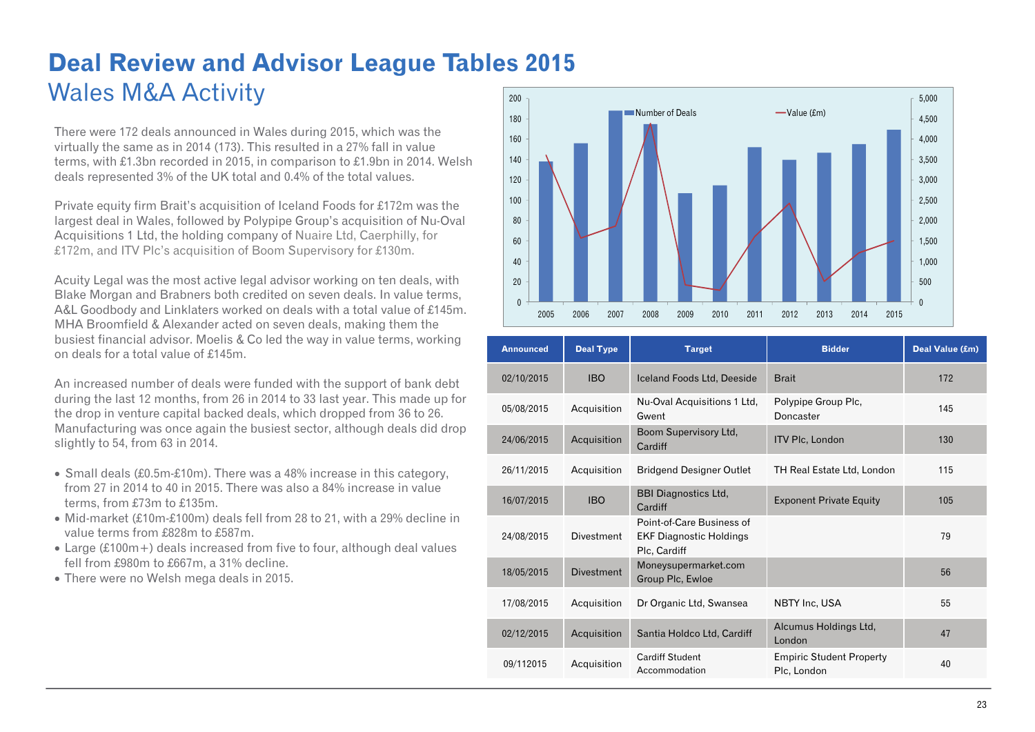# Deal Review and Advisor League Tables 2015

## Wales M&A Activity

There were 172 deals announced in Wales during 2015, which was the virtually the same as in 2014 (173). This resulted in a 27% fall in value terms, with £1.3bn recorded in 2015, in comparison to £1.9bn in 2014. Welsh deals represented 3% of the UK total and 0.4% of the total values.

Private equity firm Brait's acquisition of Iceland Foods for £172m was the largest deal in Wales, followed by Polypipe Group's acquisition of Nu-Oval Acquisitions 1 Ltd, the holding company of Nuaire Ltd, Caerphilly, for £172m, and ITV Plc's acquisition of Boom Supervisory for £130m.

Acuity Legal was the most active legal advisor working on ten deals, with Blake Morgan and Brabners both credited on seven deals. In value terms, A&L Goodbody and Linklaters worked on deals with a total value of £145m. MHA Broomfield & Alexander acted on seven deals, making them the busiest financial advisor. Moelis & Co led the way in value terms, working on deals for a total value of £145m.

An increased number of deals were funded with the support of bank debt during the last 12 months, from 26 in 2014 to 33 last year. This made up for the drop in venture capital backed deals, which dropped from 36 to 26. Manufacturing was once again the busiest sector, although deals did drop slightly to 54, from 63 in 2014.

- Small deals (£0.5m-£10m). There was a 48% increase in this category, from 27 in 2014 to 40 in 2015. There was also a 84% increase in value terms, from £73m to £135m.
- Mid-market (£10m-£100m) deals fell from 28 to 21, with a 29% decline in value terms from £828m to £587m.
- Large (£100m+) deals increased from five to four, although deal values fell from £980m to £667m, a 31% decline.
- There were no Welsh mega deals in 2015.

| Announced | Deal Type | Target | Bidder | Deal Value (£m) |
|---|---|---|---|---|
| 02/10/2015 | IBO | Iceland Foods Ltd, Deeside | Brait | 172 |
| 05/08/2015 | Acquisition | Nu-Oval Acquisitions 1 Ltd, Gwent | Polypipe Group Plc, Doncaster | 145 |
| 24/06/2015 | Acquisition | Boom Supervisory Ltd, Cardiff | ITV Plc, London | 130 |
| 26/11/2015 | Acquisition | Bridgend Designer Outlet | TH Real Estate Ltd, London | 115 |
| 16/07/2015 | IBO | BBI Diagnostics Ltd, Cardiff | Exponent Private Equity | 105 |
| 24/08/2015 | Divestment | Point-of-Care Business of EKF Diagnostic Holdings Plc, Cardiff | | 79 |
| 18/05/2015 | Divestment | Moneysupermarket.com Group Plc, Ewloe | | 56 |
| 17/08/2015 | Acquisition | Dr Organic Ltd, Swansea | NBTY Inc, USA | 55 |
| 02/12/2015 | Acquisition | Santia Holdco Ltd, Cardiff | Alcumus Holdings Ltd, London | 47 |
| 09/112015 | Acquisition | Cardiff Student Accommodation | Empiric Student Property Plc, London | 40 |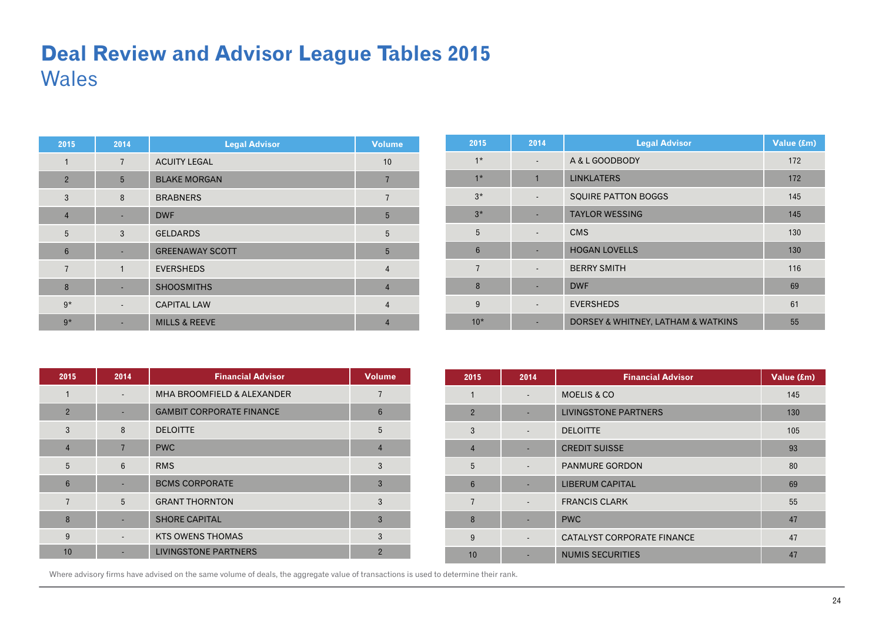# Deal Review and Advisor League Tables 2015

## Wales

| 2015 | 2014 | Legal Advisor | Volume |
|---|---|---|---|
| 1 | 7 | ACUITY LEGAL | 10 |
| 2 | 5 | BLAKE MORGAN | 7 |
| 3 | 8 | BRABNERS | 7 |
| 4 | - | DWF | 5 |
| 5 | 3 | GELDARDS | 5 |
| 6 | - | GREENAWAY SCOTT | 5 |
| 7 | 1 | EVERSHEDS | 4 |
| 8 | - | SHOOSMITHS | 4 |
| 9* | - | CAPITAL LAW | 4 |
| 9* | - | MILLS & REEVE | 4 |

| 2015 | 2014 | Legal Advisor | Value (£m) |
|---|---|---|---|
| 1* | - | A & L GOODBODY | 172 |
| 1* | 1 | LINKLATERS | 172 |
| 3* | - | SQUIRE PATTON BOGGS | 145 |
| 3* | - | TAYLOR WESSING | 145 |
| 5 | - | CMS | 130 |
| 6 | - | HOGAN LOVELLS | 130 |
| 7 | - | BERRY SMITH | 116 |
| 8 | - | DWF | 69 |
| 9 | - | EVERSHEDS | 61 |
| 10* | - | DORSEY & WHITNEY, LATHAM & WATKINS | 55 |

| 2015 | 2014 | Financial Advisor | Volume |
|---|---|---|---|
| 1 | - | MHA BROOMFIELD & ALEXANDER | 7 |
| 2 | - | GAMBIT CORPORATE FINANCE | 6 |
| 3 | 8 | DELOITTE | 5 |
| 4 | 7 | PWC | 4 |
| 5 | 6 | RMS | 3 |
| 6 | - | BCMS CORPORATE | 3 |
| 7 | 5 | GRANT THORNTON | 3 |
| 8 | - | SHORE CAPITAL | 3 |
| 9 | - | KTS OWENS THOMAS | 3 |
| 10 | - | LIVINGSTONE PARTNERS | 2 |

| 2015 | 2014 | Financial Advisor | Value (£m) |
|---|---|---|---|
| 1 | - | MOELIS & CO | 145 |
| 2 | - | LIVINGSTONE PARTNERS | 130 |
| 3 | - | DELOITTE | 105 |
| 4 | - | CREDIT SUISSE | 93 |
| 5 | - | PANMURE GORDON | 80 |
| 6 | - | LIBERUM CAPITAL | 69 |
| 7 | - | FRANCIS CLARK | 55 |
| 8 | - | PWC | 47 |
| 9 | - | CATALYST CORPORATE FINANCE | 47 |
| 10 | - | NUMIS SECURITIES | 47 |

Where advisory firms have advised on the same volume of deals, the aggregate value of transactions is used to determine their rank.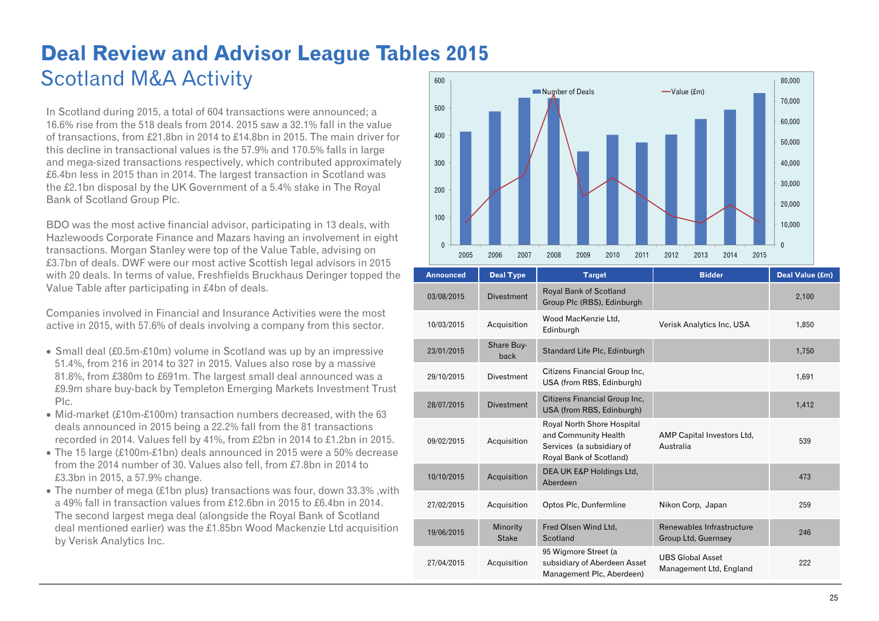# Deal Review and Advisor League Tables 2015

## Scotland M&A Activity

In Scotland during 2015, a total of 604 transactions were announced; a 16.6% rise from the 518 deals from 2014. 2015 saw a 32.1% fall in the value of transactions, from £21.8bn in 2014 to £14.8bn in 2015. The main driver for this decline in transactional values is the 57.9% and 170.5% falls in large and mega-sized transactions respectively, which contributed approximately £6.4bn less in 2015 than in 2014. The largest transaction in Scotland was the £2.1bn disposal by the UK Government of a 5.4% stake in The Royal Bank of Scotland Group Plc.

BDO was the most active financial advisor, participating in 13 deals, with Hazlewoods Corporate Finance and Mazars having an involvement in eight transactions. Morgan Stanley were top of the Value Table, advising on £3.7bn of deals. DWF were our most active Scottish legal advisors in 2015 with 20 deals. In terms of value, Freshfields Bruckhaus Deringer topped the Value Table after participating in £4bn of deals.

Companies involved in Financial and Insurance Activities were the most active in 2015, with 57.6% of deals involving a company from this sector.

- Small deal (£0.5m-£10m) volume in Scotland was up by an impressive 51.4%, from 216 in 2014 to 327 in 2015. Values also rose by a massive 81.8%, from £380m to £691m. The largest small deal announced was a £9.9m share buy-back by Templeton Emerging Markets Investment Trust Plc.
- Mid-market (£10m-£100m) transaction numbers decreased, with the 63 deals announced in 2015 being a 22.2% fall from the 81 transactions recorded in 2014. Values fell by 41%, from £2bn in 2014 to £1.2bn in 2015.
- The 15 large (£100m-£1bn) deals announced in 2015 were a 50% decrease from the 2014 number of 30. Values also fell, from £7.8bn in 2014 to £3.3bn in 2015, a 57.9% change.
- The number of mega (£1bn plus) transactions was four, down 33.3% ,with a 49% fall in transaction values from £12.6bn in 2015 to £6.4bn in 2014. The second largest mega deal (alongside the Royal Bank of Scotland deal mentioned earlier) was the £1.85bn Wood Mackenzie Ltd acquisition by Verisk Analytics Inc.

| Announced | Deal Type | Target | Bidder | Deal Value (£m) |
|---|---|---|---|---|
| 03/08/2015 | Divestment | Royal Bank of Scotland Group Plc (RBS), Edinburgh | | 2,100 |
| 10/03/2015 | Acquisition | Wood MacKenzie Ltd, Edinburgh | Verisk Analytics Inc, USA | 1,850 |
| 23/01/2015 | Share Buy-back | Standard Life Plc, Edinburgh | | 1,750 |
| 29/10/2015 | Divestment | Citizens Financial Group Inc, USA (from RBS, Edinburgh) | | 1,691 |
| 28/07/2015 | Divestment | Citizens Financial Group Inc, USA (from RBS, Edinburgh) | | 1,412 |
| 09/02/2015 | Acquisition | Royal North Shore Hospital and Community Health Services (a subsidiary of Royal Bank of Scotland) | AMP Capital Investors Ltd, Australia | 539 |
| 10/10/2015 | Acquisition | DEA UK E&P Holdings Ltd, Aberdeen | | 473 |
| 27/02/2015 | Acquisition | Optos Plc, Dunfermline | Nikon Corp, Japan | 259 |
| 19/06/2015 | Minority Stake | Fred Olsen Wind Ltd, Scotland | Renewables Infrastructure Group Ltd, Guernsey | 246 |
| 27/04/2015 | Acquisition | 95 Wigmore Street (a subsidiary of Aberdeen Asset Management Plc, Aberdeen) | UBS Global Asset Management Ltd, England | 222 |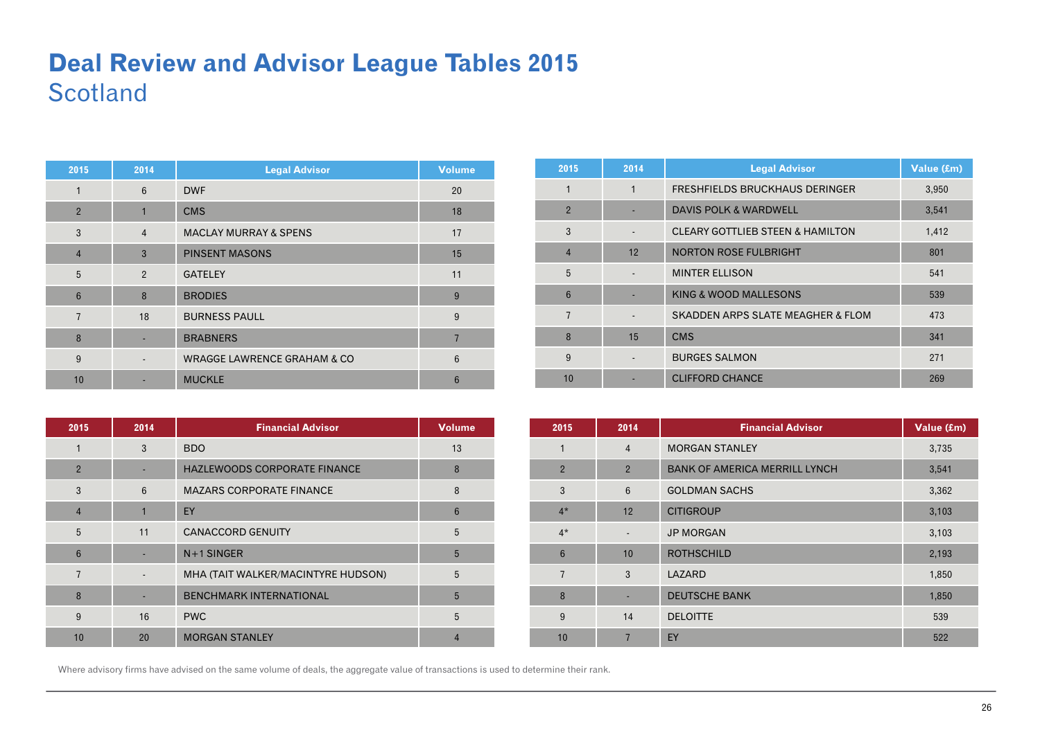# Deal Review and Advisor League Tables 2015

## Scotland

| 2015 | 2014 | Legal Advisor | Volume |
|---|---|---|---|
| 1 | 6 | DWF | 20 |
| 2 | 1 | CMS | 18 |
| 3 | 4 | MACLAY MURRAY & SPENS | 17 |
| 4 | 3 | PINSENT MASONS | 15 |
| 5 | 2 | GATELEY | 11 |
| 6 | 8 | BRODIES | 9 |
| 7 | 18 | BURNESS PAULL | 9 |
| 8 | - | BRABNERS | 7 |
| 9 | - | WRAGGE LAWRENCE GRAHAM & CO | 6 |
| 10 | - | MUCKLE | 6 |

| 2015 | 2014 | Legal Advisor | Value (£m) |
|---|---|---|---|
| 1 | 1 | FRESHFIELDS BRUCKHAUS DERINGER | 3,950 |
| 2 | - | DAVIS POLK & WARDWELL | 3,541 |
| 3 | - | CLEARY GOTTLIEB STEEN & HAMILTON | 1,412 |
| 4 | 12 | NORTON ROSE FULBRIGHT | 801 |
| 5 | - | MINTER ELLISON | 541 |
| 6 | - | KING & WOOD MALLESONS | 539 |
| 7 | - | SKADDEN ARPS SLATE MEAGHER & FLOM | 473 |
| 8 | 15 | CMS | 341 |
| 9 | - | BURGES SALMON | 271 |
| 10 | - | CLIFFORD CHANCE | 269 |

| 2015 | 2014 | Financial Advisor | Volume |
|---|---|---|---|
| 1 | 3 | BDO | 13 |
| 2 | - | HAZLEWOODS CORPORATE FINANCE | 8 |
| 3 | 6 | MAZARS CORPORATE FINANCE | 8 |
| 4 | 1 | EY | 6 |
| 5 | 11 | CANACCORD GENUITY | 5 |
| 6 | - | N+1 SINGER | 5 |
| 7 | - | MHA (TAIT WALKER/MACINTYRE HUDSON) | 5 |
| 8 | - | BENCHMARK INTERNATIONAL | 5 |
| 9 | 16 | PWC | 5 |
| 10 | 20 | MORGAN STANLEY | 4 |

| 2015 | 2014 | Financial Advisor | Value (£m) |
|---|---|---|---|
| 1 | 4 | MORGAN STANLEY | 3,735 |
| 2 | 2 | BANK OF AMERICA MERRILL LYNCH | 3,541 |
| 3 | 6 | GOLDMAN SACHS | 3,362 |
| 4* | 12 | CITIGROUP | 3,103 |
| 4* | - | JP MORGAN | 3,103 |
| 6 | 10 | ROTHSCHILD | 2,193 |
| 7 | 3 | LAZARD | 1,850 |
| 8 | - | DEUTSCHE BANK | 1,850 |
| 9 | 14 | DELOITTE | 539 |
| 10 | 7 | EY | 522 |

Where advisory firms have advised on the same volume of deals, the aggregate value of transactions is used to determine their rank.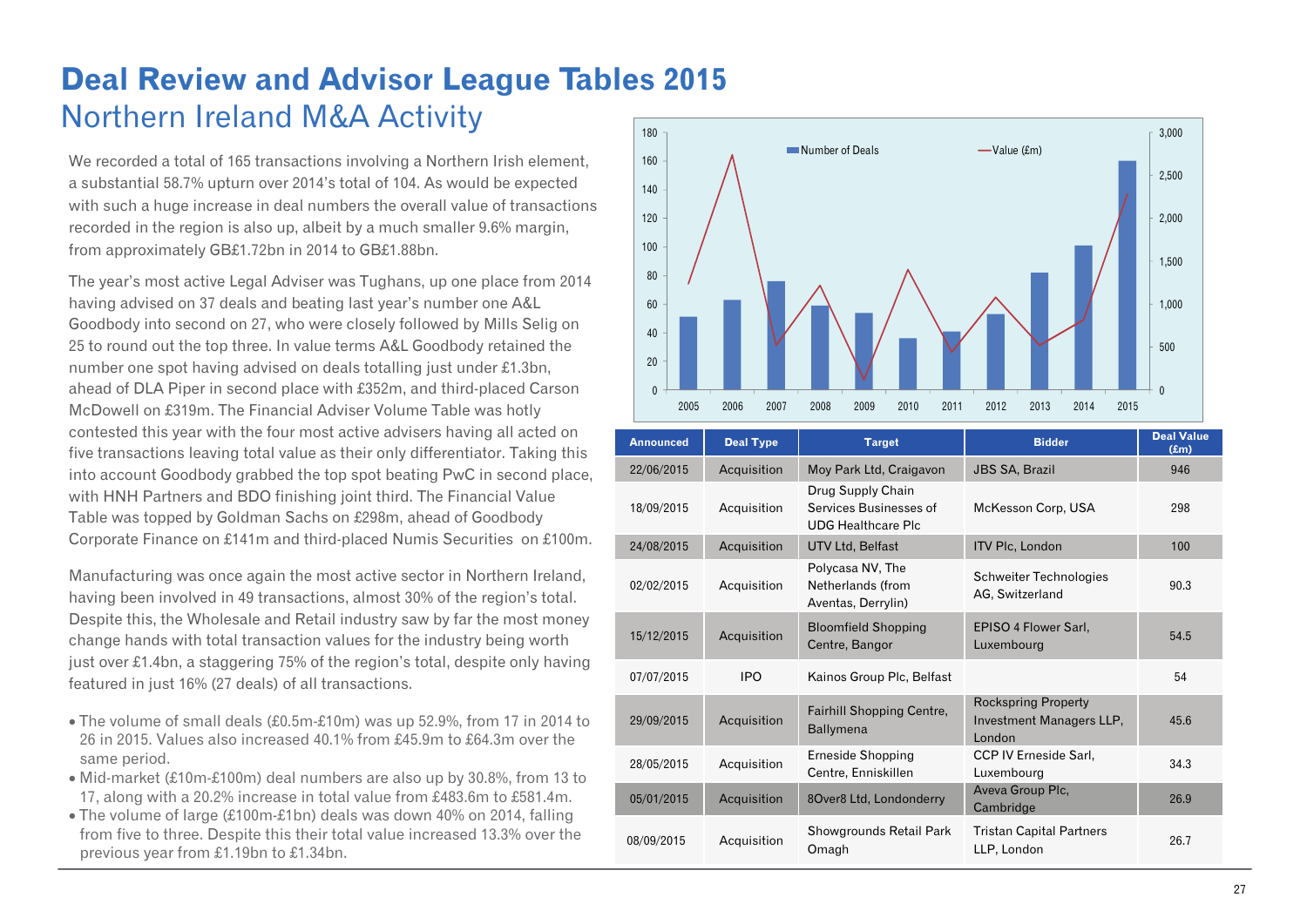# Deal Review and Advisor League Tables 2015

## Northern Ireland M&A Activity

We recorded a total of 165 transactions involving a Northern Irish element, a substantial 58.7% upturn over 2014's total of 104. As would be expected with such a huge increase in deal numbers the overall value of transactions recorded in the region is also up, albeit by a much smaller 9.6% margin, from approximately GB£1.72bn in 2014 to GB£1.88bn.

The year's most active Legal Adviser was Tughans, up one place from 2014 having advised on 37 deals and beating last year's number one A&L Goodbody into second on 27, who were closely followed by Mills Selig on 25 to round out the top three. In value terms A&L Goodbody retained the number one spot having advised on deals totalling just under £1.3bn, ahead of DLA Piper in second place with £352m, and third-placed Carson McDowell on £319m. The Financial Adviser Volume Table was hotly contested this year with the four most active advisers having all acted on five transactions leaving total value as their only differentiator. Taking this into account Goodbody grabbed the top spot beating PwC in second place, with HNH Partners and BDO finishing joint third. The Financial Value Table was topped by Goldman Sachs on £298m, ahead of Goodbody Corporate Finance on £141m and third-placed Numis Securities on £100m.

Manufacturing was once again the most active sector in Northern Ireland, having been involved in 49 transactions, almost 30% of the region's total. Despite this, the Wholesale and Retail industry saw by far the most money change hands with total transaction values for the industry being worth just over £1.4bn, a staggering 75% of the region's total, despite only having featured in just 16% (27 deals) of all transactions.

- The volume of small deals (£0.5m-£10m) was up 52.9%, from 17 in 2014 to 26 in 2015. Values also increased 40.1% from £45.9m to £64.3m over the same period.
- Mid-market (£10m-£100m) deal numbers are also up by 30.8%, from 13 to 17, along with a 20.2% increase in total value from £483.6m to £581.4m.
- The volume of large (£100m-£1bn) deals was down 40% on 2014, falling from five to three. Despite this their total value increased 13.3% over the previous year from £1.19bn to £1.34bn.

| Announced | Deal Type | Target | Bidder | Deal Value (£m) |
|---|---|---|---|---|
| 22/06/2015 | Acquisition | Moy Park Ltd, Craigavon | JBS SA, Brazil | 946 |
| 18/09/2015 | Acquisition | Drug Supply Chain Services Businesses of UDG Healthcare Plc | McKesson Corp, USA | 298 |
| 24/08/2015 | Acquisition | UTV Ltd, Belfast | ITV Plc, London | 100 |
| 02/02/2015 | Acquisition | Polycasa NV, The Netherlands (from Aventas, Derrylin) | Schweiter Technologies AG, Switzerland | 90.3 |
| 15/12/2015 | Acquisition | Bloomfield Shopping Centre, Bangor | EPISO 4 Flower Sarl, Luxembourg | 54.5 |
| 07/07/2015 | IPO | Kainos Group Plc, Belfast | | 54 |
| 29/09/2015 | Acquisition | Fairhill Shopping Centre, Ballymena | Rockspring Property Investment Managers LLP, London | 45.6 |
| 28/05/2015 | Acquisition | Erneside Shopping Centre, Enniskillen | CCP IV Erneside Sarl, Luxembourg | 34.3 |
| 05/01/2015 | Acquisition | 8Over8 Ltd, Londonderry | Aveva Group Plc, Cambridge | 26.9 |
| 08/09/2015 | Acquisition | Showgrounds Retail Park Omagh | Tristan Capital Partners LLP, London | 26.7 |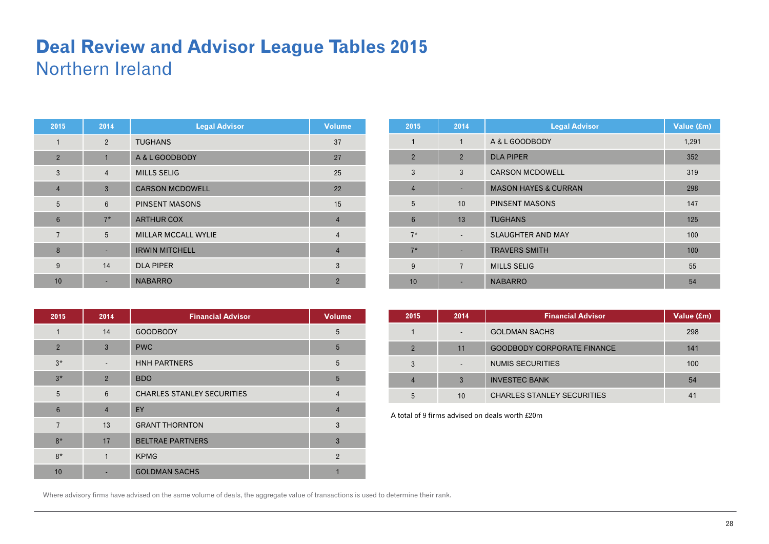# Deal Review and Advisor League Tables 2015

## Northern Ireland

| 2015 | 2014 | Legal Advisor | Volume |
|---|---|---|---|
| 1 | 2 | TUGHANS | 37 |
| 2 | 1 | A & L GOODBODY | 27 |
| 3 | 4 | MILLS SELIG | 25 |
| 4 | 3 | CARSON MCDOWELL | 22 |
| 5 | 6 | PINSENT MASONS | 15 |
| 6 | 7* | ARTHUR COX | 4 |
| 7 | 5 | MILLAR MCCALL WYLIE | 4 |
| 8 | - | IRWIN MITCHELL | 4 |
| 9 | 14 | DLA PIPER | 3 |
| 10 | - | NABARRO | 2 |

| 2015 | 2014 | Legal Advisor | Value (£m) |
|---|---|---|---|
| 1 | 1 | A & L GOODBODY | 1,291 |
| 2 | 2 | DLA PIPER | 352 |
| 3 | 3 | CARSON MCDOWELL | 319 |
| 4 | - | MASON HAYES & CURRAN | 298 |
| 5 | 10 | PINSENT MASONS | 147 |
| 6 | 13 | TUGHANS | 125 |
| 7* | - | SLAUGHTER AND MAY | 100 |
| 7* | - | TRAVERS SMITH | 100 |
| 9 | 7 | MILLS SELIG | 55 |
| 10 | - | NABARRO | 54 |

| 2015 | 2014 | Financial Advisor | Volume |
|---|---|---|---|
| 1 | 14 | GOODBODY | 5 |
| 2 | 3 | PWC | 5 |
| 3* | - | HNH PARTNERS | 5 |
| 3* | 2 | BDO | 5 |
| 5 | 6 | CHARLES STANLEY SECURITIES | 4 |
| 6 | 4 | EY | 4 |
| 7 | 13 | GRANT THORNTON | 3 |
| 8* | 17 | BELTRAE PARTNERS | 3 |
| 8* | 1 | KPMG | 2 |
| 10 | - | GOLDMAN SACHS | 1 |

| 2015 | 2014 | Financial Advisor | Value (£m) |
|---|---|---|---|
| 1 | - | GOLDMAN SACHS | 298 |
| 2 | 11 | GOODBODY CORPORATE FINANCE | 141 |
| 3 | - | NUMIS SECURITIES | 100 |
| 4 | 3 | INVESTEC BANK | 54 |
| 5 | 10 | CHARLES STANLEY SECURITIES | 41 |

A total of 9 firms advised on deals worth £20m

Where advisory firms have advised on the same volume of deals, the aggregate value of transactions is used to determine their rank.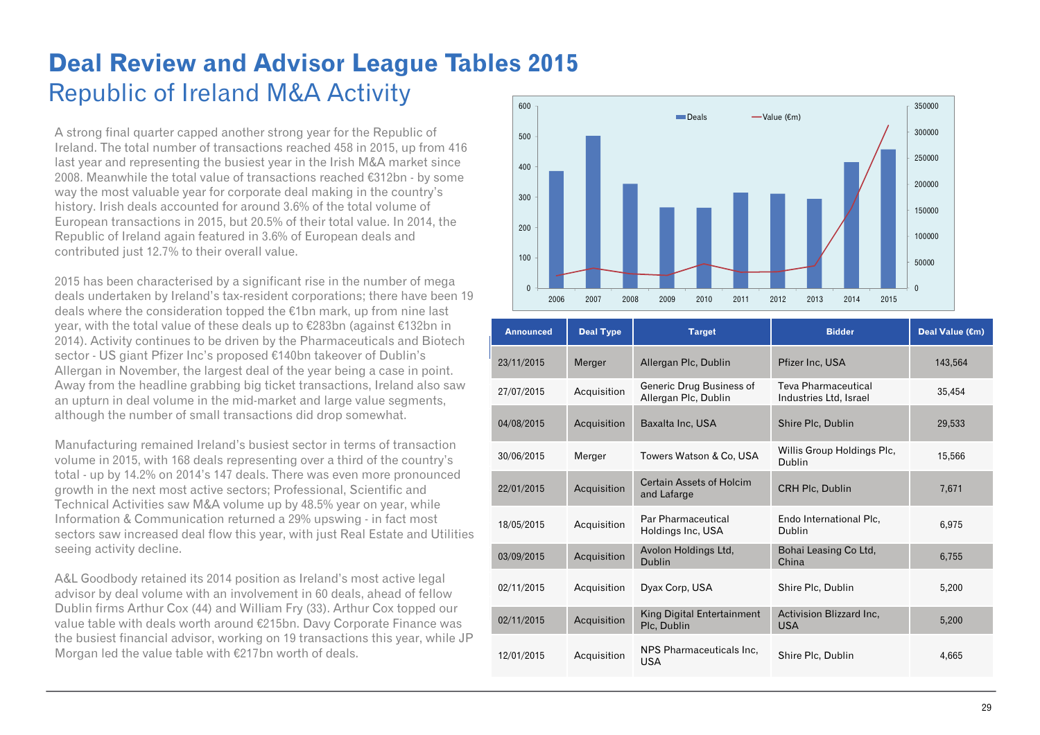# Deal Review and Advisor League Tables 2015

## Republic of Ireland M&A Activity

A strong final quarter capped another strong year for the Republic of Ireland. The total number of transactions reached 458 in 2015, up from 416 last year and representing the busiest year in the Irish M&A market since 2008. Meanwhile the total value of transactions reached €312bn - by some way the most valuable year for corporate deal making in the country's history. Irish deals accounted for around 3.6% of the total volume of European transactions in 2015, but 20.5% of their total value. In 2014, the Republic of Ireland again featured in 3.6% of European deals and contributed just 12.7% to their overall value.

2015 has been characterised by a significant rise in the number of mega deals undertaken by Ireland's tax-resident corporations; there have been 19 deals where the consideration topped the €1bn mark, up from nine last year, with the total value of these deals up to €283bn (against €132bn in 2014). Activity continues to be driven by the Pharmaceuticals and Biotech sector - US giant Pfizer Inc's proposed €140bn takeover of Dublin's Allergan in November, the largest deal of the year being a case in point. Away from the headline grabbing big ticket transactions, Ireland also saw an upturn in deal volume in the mid-market and large value segments, although the number of small transactions did drop somewhat.

Manufacturing remained Ireland's busiest sector in terms of transaction volume in 2015, with 168 deals representing over a third of the country's total - up by 14.2% on 2014's 147 deals. There was even more pronounced growth in the next most active sectors; Professional, Scientific and Technical Activities saw M&A volume up by 48.5% year on year, while Information & Communication returned a 29% upswing - in fact most sectors saw increased deal flow this year, with just Real Estate and Utilities seeing activity decline.

A&L Goodbody retained its 2014 position as Ireland's most active legal advisor by deal volume with an involvement in 60 deals, ahead of fellow Dublin firms Arthur Cox (44) and William Fry (33). Arthur Cox topped our value table with deals worth around €215bn. Davy Corporate Finance was the busiest financial advisor, working on 19 transactions this year, while JP Morgan led the value table with €217bn worth of deals.

| Announced | Deal Type | Target | Bidder | Deal Value (€m) |
|---|---|---|---|---|
| 23/11/2015 | Merger | Allergan Plc, Dublin | Pfizer Inc, USA | 143,564 |
| 27/07/2015 | Acquisition | Generic Drug Business of Allergan Plc, Dublin | Teva Pharmaceutical Industries Ltd, Israel | 35,454 |
| 04/08/2015 | Acquisition | Baxalta Inc, USA | Shire Plc, Dublin | 29,533 |
| 30/06/2015 | Merger | Towers Watson & Co, USA | Willis Group Holdings Plc, Dublin | 15,566 |
| 22/01/2015 | Acquisition | Certain Assets of Holcim and Lafarge | CRH Plc, Dublin | 7,671 |
| 18/05/2015 | Acquisition | Par Pharmaceutical Holdings Inc, USA | Endo International Plc, Dublin | 6,975 |
| 03/09/2015 | Acquisition | Avolon Holdings Ltd, Dublin | Bohai Leasing Co Ltd, China | 6,755 |
| 02/11/2015 | Acquisition | Dyax Corp, USA | Shire Plc, Dublin | 5,200 |
| 02/11/2015 | Acquisition | King Digital Entertainment Plc, Dublin | Activision Blizzard Inc, USA | 5,200 |
| 12/01/2015 | Acquisition | NPS Pharmaceuticals Inc, USA | Shire Plc, Dublin | 4,665 |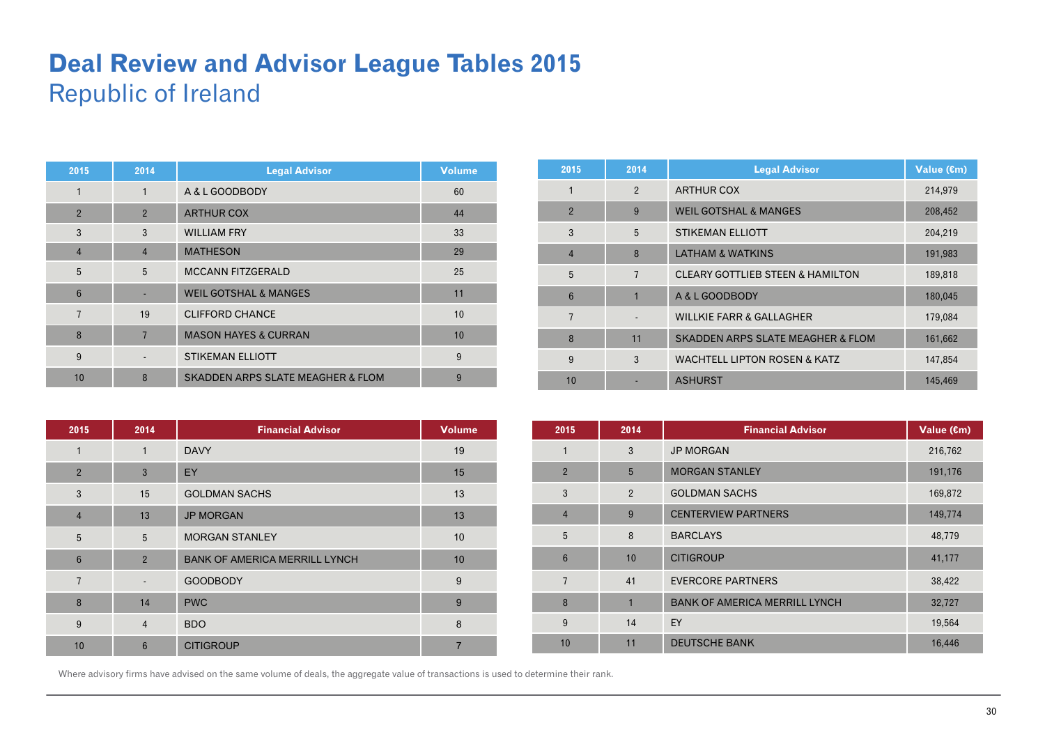# Deal Review and Advisor League Tables 2015

## Republic of Ireland

| 2015 | 2014 | Legal Advisor | Volume |
|---|---|---|---|
| 1 | 1 | A & L GOODBODY | 60 |
| 2 | 2 | ARTHUR COX | 44 |
| 3 | 3 | WILLIAM FRY | 33 |
| 4 | 4 | MATHESON | 29 |
| 5 | 5 | MCCANN FITZGERALD | 25 |
| 6 | - | WEIL GOTSHAL & MANGES | 11 |
| 7 | 19 | CLIFFORD CHANCE | 10 |
| 8 | 7 | MASON HAYES & CURRAN | 10 |
| 9 | - | STIKEMAN ELLIOTT | 9 |
| 10 | 8 | SKADDEN ARPS SLATE MEAGHER & FLOM | 9 |

| 2015 | 2014 | Legal Advisor | Value (€m) |
|---|---|---|---|
| 1 | 2 | ARTHUR COX | 214,979 |
| 2 | 9 | WEIL GOTSHAL & MANGES | 208,452 |
| 3 | 5 | STIKEMAN ELLIOTT | 204,219 |
| 4 | 8 | LATHAM & WATKINS | 191,983 |
| 5 | 7 | CLEARY GOTTLIEB STEEN & HAMILTON | 189,818 |
| 6 | 1 | A & L GOODBODY | 180,045 |
| 7 | - | WILLKIE FARR & GALLAGHER | 179,084 |
| 8 | 11 | SKADDEN ARPS SLATE MEAGHER & FLOM | 161,662 |
| 9 | 3 | WACHTELL LIPTON ROSEN & KATZ | 147,854 |
| 10 | - | ASHURST | 145,469 |

| 2015 | 2014 | Financial Advisor | Volume |
|---|---|---|---|
| 1 | 1 | DAVY | 19 |
| 2 | 3 | EY | 15 |
| 3 | 15 | GOLDMAN SACHS | 13 |
| 4 | 13 | JP MORGAN | 13 |
| 5 | 5 | MORGAN STANLEY | 10 |
| 6 | 2 | BANK OF AMERICA MERRILL LYNCH | 10 |
| 7 | - | GOODBODY | 9 |
| 8 | 14 | PWC | 9 |
| 9 | 4 | BDO | 8 |
| 10 | 6 | CITIGROUP | 7 |

| 2015 | 2014 | Financial Advisor | Value (€m) |
|---|---|---|---|
| 1 | 3 | JP MORGAN | 216,762 |
| 2 | 5 | MORGAN STANLEY | 191,176 |
| 3 | 2 | GOLDMAN SACHS | 169,872 |
| 4 | 9 | CENTERVIEW PARTNERS | 149,774 |
| 5 | 8 | BARCLAYS | 48,779 |
| 6 | 10 | CITIGROUP | 41,177 |
| 7 | 41 | EVERCORE PARTNERS | 38,422 |
| 8 | 1 | BANK OF AMERICA MERRILL LYNCH | 32,727 |
| 9 | 14 | EY | 19,564 |
| 10 | 11 | DEUTSCHE BANK | 16,446 |

Where advisory firms have advised on the same volume of deals, the aggregate value of transactions is used to determine their rank.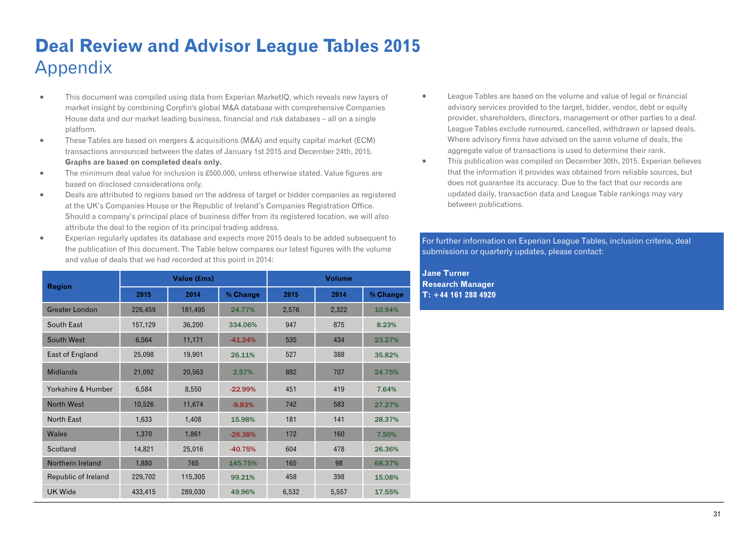# Deal Review and Advisor League Tables 2015

## Appendix

- This document was compiled using data from Experian MarketIQ, which reveals new layers of market insight by combining Corpfin's global M&A database with comprehensive Companies House data and our market leading business, financial and risk databases – all on a single platform.
- These Tables are based on mergers & acquisitions (M&A) and equity capital market (ECM) transactions announced between the dates of January 1st 2015 and December 24th, 2015. **Graphs are based on completed deals only.**
- The minimum deal value for inclusion is £500,000, unless otherwise stated. Value figures are based on disclosed considerations only.
- Deals are attributed to regions based on the address of target or bidder companies as registered at the UK's Companies House or the Republic of Ireland's Companies Registration Office. Should a company's principal place of business differ from its registered location, we will also attribute the deal to the region of its principal trading address.
- Experian regularly updates its database and expects more 2015 deals to be added subsequent to the publication of this document. The Table below compares our latest figures with the volume and value of deals that we had recorded at this point in 2014:

| Region | Value (£ms) | | | Volume | | |
|---|---|---|---|---|---|---|
| | 2015 | 2014 | % Change | 2015 | 2014 | % Change |
| Greater London | 226,459 | 181,495 | 24.77% | 2,576 | 2,322 | 10.94% |
| South East | 157,129 | 36,200 | 334.06% | 947 | 875 | 8.23% |
| South West | 6,564 | 11,171 | -41.24% | 535 | 434 | 23.27% |
| East of England | 25,098 | 19,901 | 26.11% | 527 | 388 | 35.82% |
| Midlands | 21,092 | 20,563 | 2.57% | 882 | 707 | 24.75% |
| Yorkshire & Humber | 6,584 | 8,550 | -22.99% | 451 | 419 | 7.64% |
| North West | 10,526 | 11,674 | -9.83% | 742 | 583 | 27.27% |
| North East | 1,633 | 1,408 | 15.98% | 181 | 141 | 28.37% |
| Wales | 1,370 | 1,861 | -26.38% | 172 | 160 | 7.50% |
| Scotland | 14,821 | 25,016 | -40.75% | 604 | 478 | 26.36% |
| Northern Ireland | 1,880 | 765 | 145.75% | 165 | 98 | 68.37% |
| Republic of Ireland | 229,702 | 115,305 | 99.21% | 458 | 398 | 15.08% |
| UK Wide | 433,415 | 289,030 | 49.96% | 6,532 | 5,557 | 17.55% |

- League Tables are based on the volume and value of legal or financial advisory services provided to the target, bidder, vendor, debt or equity provider, shareholders, directors, management or other parties to a deal. League Tables exclude rumoured, cancelled, withdrawn or lapsed deals. Where advisory firms have advised on the same volume of deals, the aggregate value of transactions is used to determine their rank.
- This publication was compiled on December 30th, 2015. Experian believes that the information it provides was obtained from reliable sources, but does not guarantee its accuracy. Due to the fact that our records are updated daily, transaction data and League Table rankings may vary between publications.

For further information on Experian League Tables, inclusion criteria, deal submissions or quarterly updates, please contact:

**Jane Turner**
**Research Manager**
**T: +44 161 288 4920**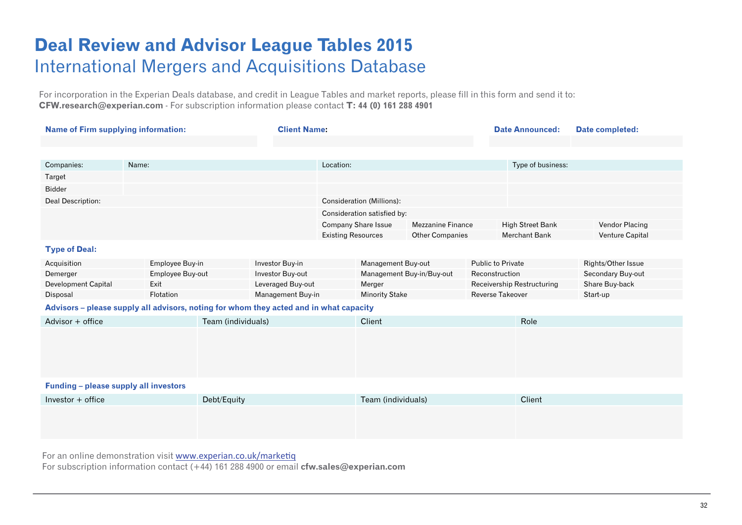# Deal Review and Advisor League Tables 2015

## International Mergers and Acquisitions Database

For incorporation in the Experian Deals database, and credit in League Tables and market reports, please fill in this form and send it to:
**CFW.research@experian.com** - For subscription information please contact **T: 44 (0) 161 288 4901**

| **Name of Firm supplying information:** | **Client Name:** | **Date Announced:** | **Date completed:** |
|---|---|---|---|
| | | | |

| Companies: | Name: | Location: | Type of business: |
|---|---|---|---|
| Target | | | |
| Bidder | | | |

| Deal Description: | Consideration (Millions): | | | |
|---|---|---|---|---|
| | Consideration satisfied by: | | | |
| | Company Share Issue | Mezzanine Finance | High Street Bank | Vendor Placing |
| | Existing Resources | Other Companies | Merchant Bank | Venture Capital |

**Type of Deal:**

| | | | | | |
|---|---|---|---|---|---|
| Acquisition | Employee Buy-in | Investor Buy-in | Management Buy-out | Public to Private | Rights/Other Issue |
| Demerger | Employee Buy-out | Investor Buy-out | Management Buy-in/Buy-out | Reconstruction | Secondary Buy-out |
| Development Capital | Exit | Leveraged Buy-out | Merger | Receivership Restructuring | Share Buy-back |
| Disposal | Flotation | Management Buy-in | Minority Stake | Reverse Takeover | Start-up |

**Advisors – please supply all advisors, noting for whom they acted and in what capacity**

| Advisor + office | Team (individuals) | Client | Role |
|---|---|---|---|
| | | | |

**Funding – please supply all investors**

| Investor + office | Debt/Equity | Team (individuals) | Client |
|---|---|---|---|
| | | | |

For an online demonstration visit www.experian.co.uk/marketiq
For subscription information contact (+44) 161 288 4900 or email **cfw.sales@experian.com**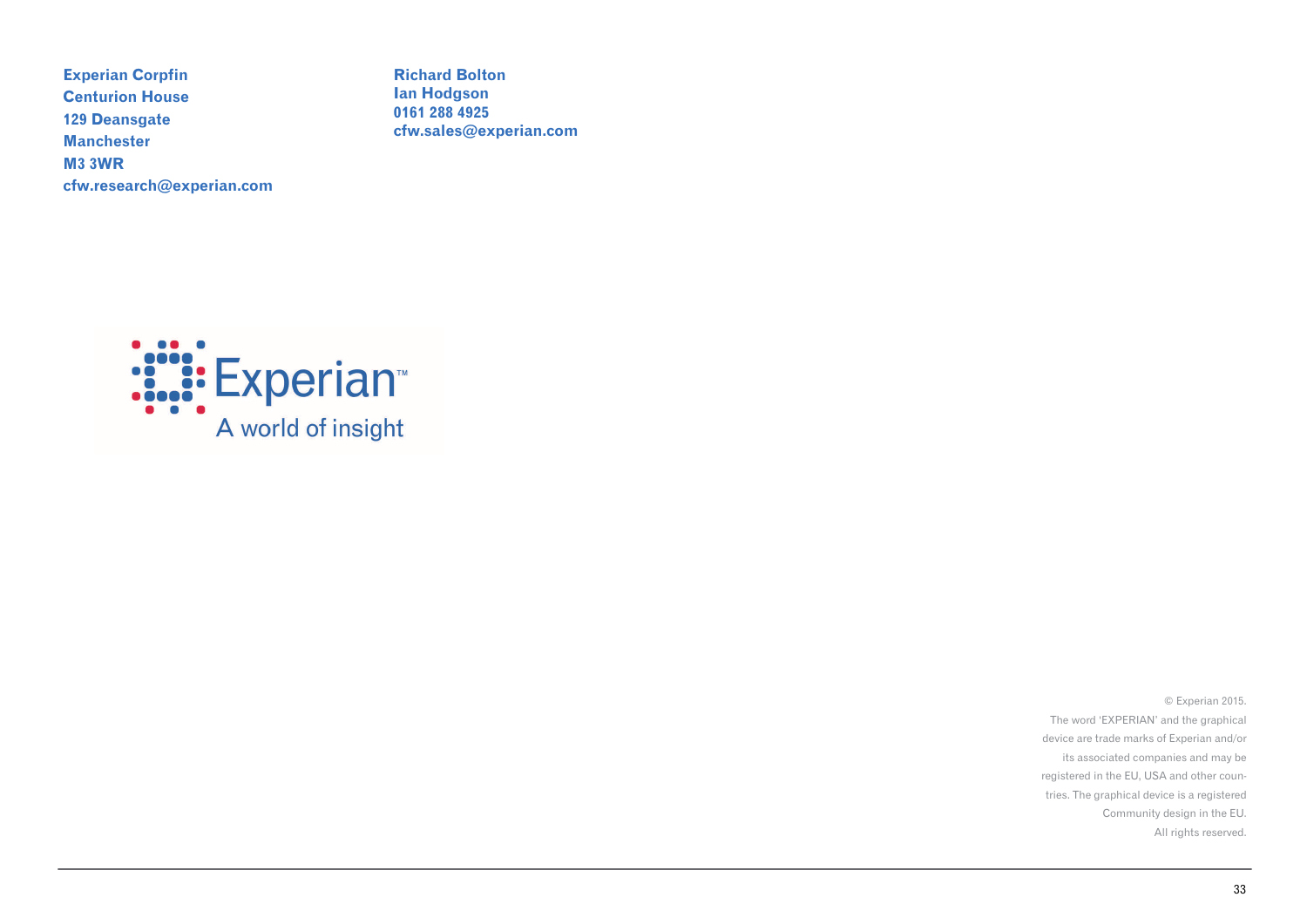**Experian Corpfin**
**Centurion House**
**129 Deansgate**
**Manchester**
**M3 3WR**
**cfw.research@experian.com**

**Richard Bolton**
**Ian Hodgson**
**0161 288 4925**
**cfw.sales@experian.com**

Experian™
A world of insight

© Experian 2015.
The word 'EXPERIAN' and the graphical device are trade marks of Experian and/or its associated companies and may be registered in the EU, USA and other countries. The graphical device is a registered Community design in the EU.
All rights reserved.